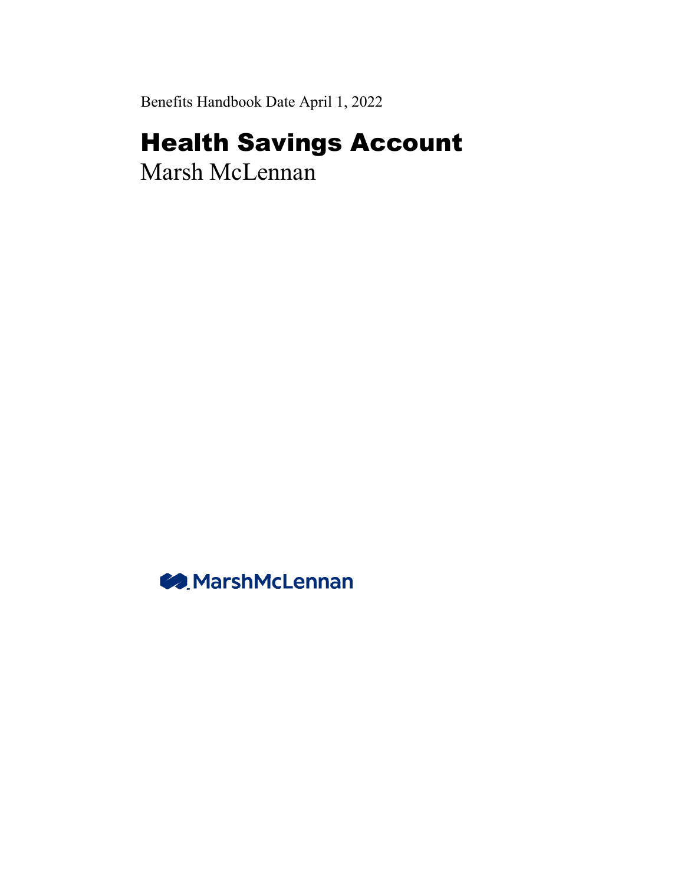Benefits Handbook Date April 1, 2022

# Health Savings Account

Marsh McLennan

MarshMcLennan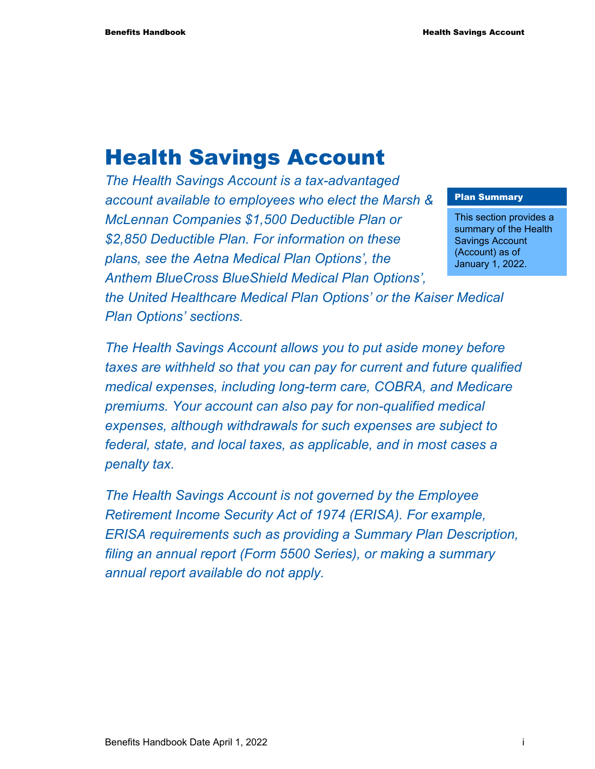# Health Savings Account

*The Health Savings Account is a tax-advantaged account available to employees who elect the Marsh & McLennan Companies $1,500 Deductible Plan or $2,850 Deductible Plan. For information on these plans, see the Aetna Medical Plan Options', the Anthem BlueCross BlueShield Medical Plan Options', the United Healthcare Medical Plan Options' or the Kaiser Medical Plan Options' sections.*

**Plan Summary**

This section provides a summary of the Health Savings Account (Account) as of January 1, 2022.

*The Health Savings Account allows you to put aside money before taxes are withheld so that you can pay for current and future qualified medical expenses, including long-term care, COBRA, and Medicare premiums. Your account can also pay for non-qualified medical expenses, although withdrawals for such expenses are subject to federal, state, and local taxes, as applicable, and in most cases a penalty tax.*

*The Health Savings Account is not governed by the Employee Retirement Income Security Act of 1974 (ERISA). For example, ERISA requirements such as providing a Summary Plan Description, filing an annual report (Form 5500 Series), or making a summary annual report available do not apply.*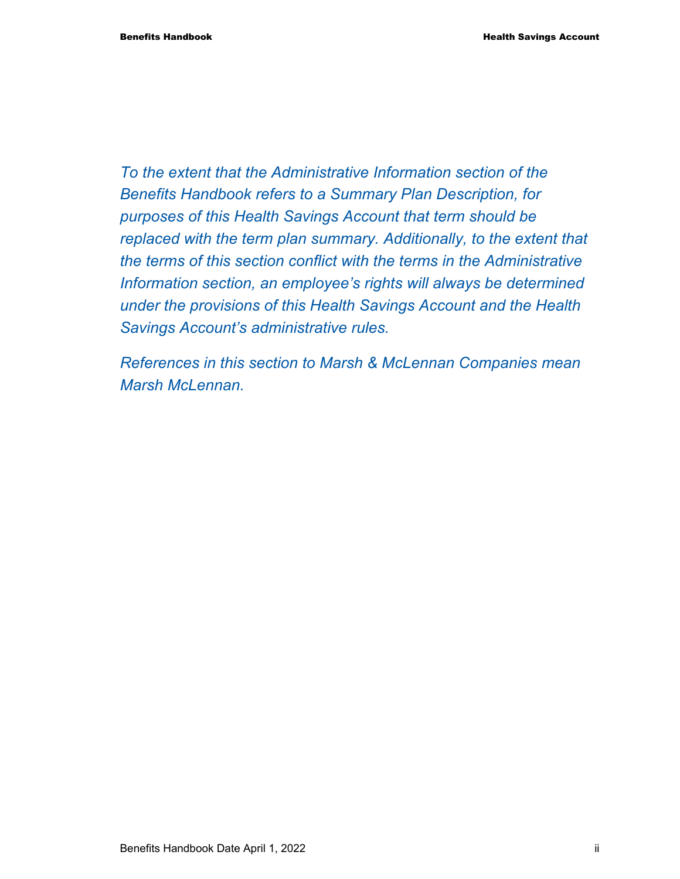*To the extent that the Administrative Information section of the Benefits Handbook refers to a Summary Plan Description, for purposes of this Health Savings Account that term should be replaced with the term plan summary. Additionally, to the extent that the terms of this section conflict with the terms in the Administrative Information section, an employee's rights will always be determined under the provisions of this Health Savings Account and the Health Savings Account's administrative rules.*

*References in this section to Marsh & McLennan Companies mean Marsh McLennan.*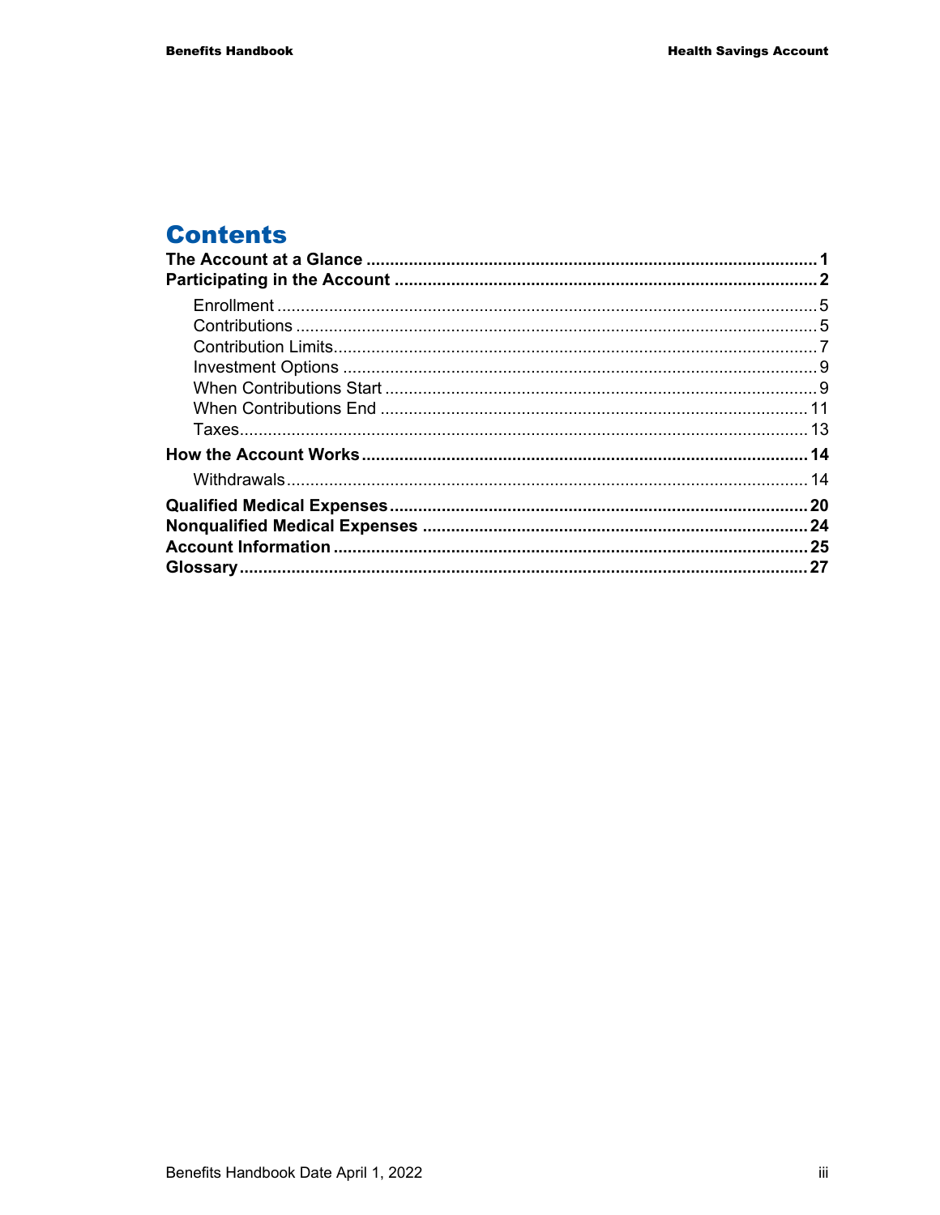# Contents

**The Account at a Glance** ........ **1**
**Participating in the Account** ........ **2**

- Enrollment ........ 5
- Contributions ........ 5
- Contribution Limits ........ 7
- Investment Options ........ 9
- When Contributions Start ........ 9
- When Contributions End ........ 11
- Taxes ........ 13

**How the Account Works** ........ **14**

- Withdrawals ........ 14

**Qualified Medical Expenses** ........ **20**
**Nonqualified Medical Expenses** ........ **24**
**Account Information** ........ **25**
**Glossary** ........ **27**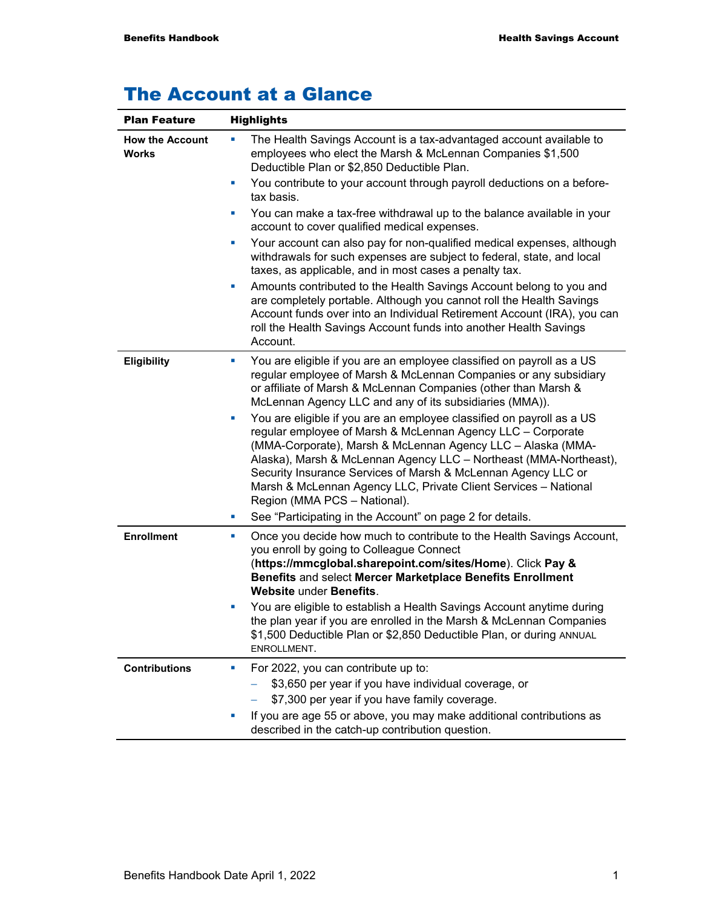# The Account at a Glance

| Plan Feature | Highlights |
|---|---|
| **How the Account Works** | ▪ The Health Savings Account is a tax-advantaged account available to employees who elect the Marsh & McLennan Companies \$1,500 Deductible Plan or \$2,850 Deductible Plan.<br>▪ You contribute to your account through payroll deductions on a before-tax basis.<br>▪ You can make a tax-free withdrawal up to the balance available in your account to cover qualified medical expenses.<br>▪ Your account can also pay for non-qualified medical expenses, although withdrawals for such expenses are subject to federal, state, and local taxes, as applicable, and in most cases a penalty tax.<br>▪ Amounts contributed to the Health Savings Account belong to you and are completely portable. Although you cannot roll the Health Savings Account funds over into an Individual Retirement Account (IRA), you can roll the Health Savings Account funds into another Health Savings Account. |
| **Eligibility** | ▪ You are eligible if you are an employee classified on payroll as a US regular employee of Marsh & McLennan Companies or any subsidiary or affiliate of Marsh & McLennan Companies (other than Marsh & McLennan Agency LLC and any of its subsidiaries (MMA)).<br>▪ You are eligible if you are an employee classified on payroll as a US regular employee of Marsh & McLennan Agency LLC – Corporate (MMA-Corporate), Marsh & McLennan Agency LLC – Alaska (MMA-Alaska), Marsh & McLennan Agency LLC – Northeast (MMA-Northeast), Security Insurance Services of Marsh & McLennan Agency LLC or Marsh & McLennan Agency LLC, Private Client Services – National Region (MMA PCS – National).<br>▪ See "Participating in the Account" on page 2 for details. |
| **Enrollment** | ▪ Once you decide how much to contribute to the Health Savings Account, you enroll by going to Colleague Connect (**https://mmcglobal.sharepoint.com/sites/Home**). Click **Pay & Benefits** and select **Mercer Marketplace Benefits Enrollment Website** under **Benefits**.<br>▪ You are eligible to establish a Health Savings Account anytime during the plan year if you are enrolled in the Marsh & McLennan Companies \$1,500 Deductible Plan or \$2,850 Deductible Plan, or during ANNUAL ENROLLMENT. |
| **Contributions** | ▪ For 2022, you can contribute up to:<br>– \$3,650 per year if you have individual coverage, or<br>– \$7,300 per year if you have family coverage.<br>▪ If you are age 55 or above, you may make additional contributions as described in the catch-up contribution question. |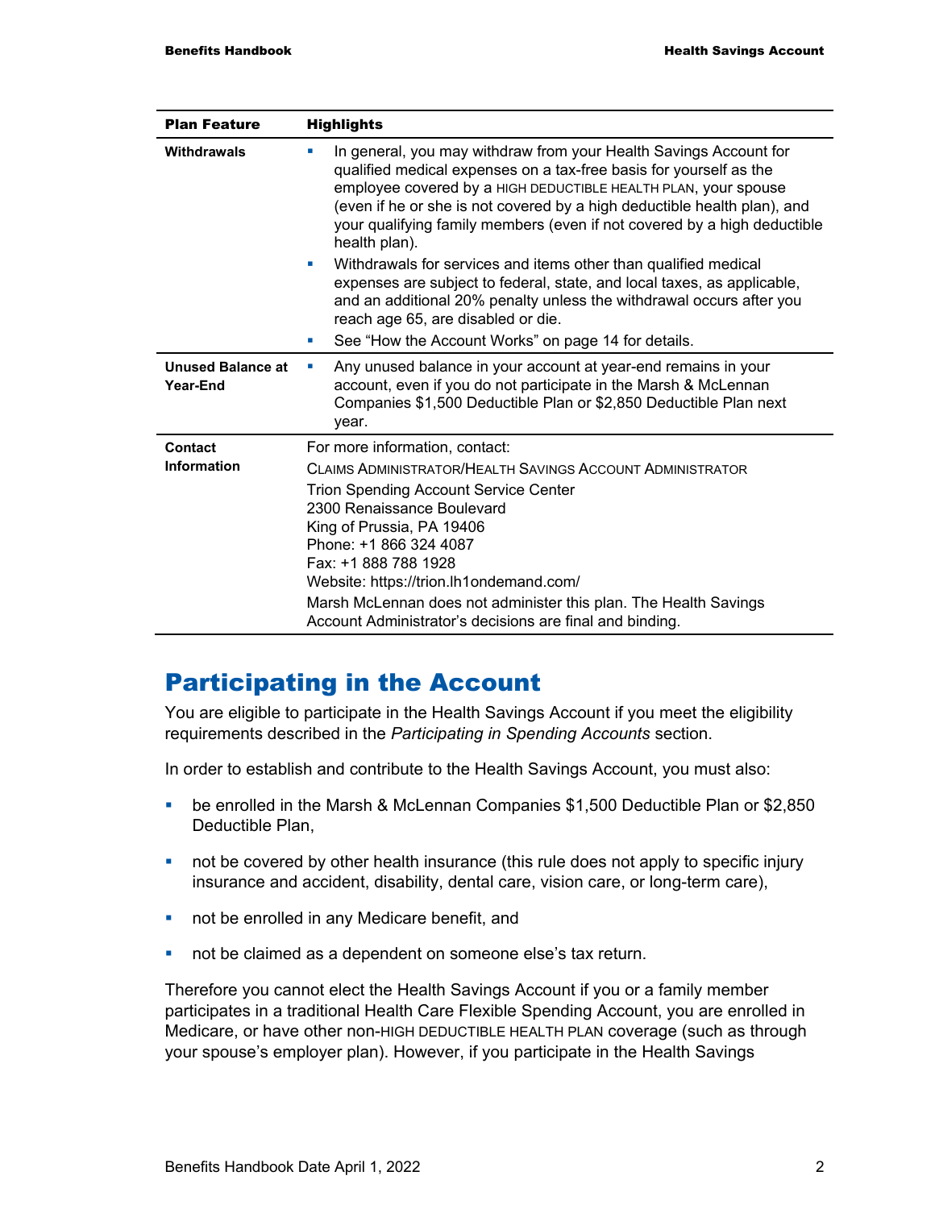| Plan Feature | Highlights |
|---|---|
| **Withdrawals** | ▪ In general, you may withdraw from your Health Savings Account for qualified medical expenses on a tax-free basis for yourself as the employee covered by a HIGH DEDUCTIBLE HEALTH PLAN, your spouse (even if he or she is not covered by a high deductible health plan), and your qualifying family members (even if not covered by a high deductible health plan).<br>▪ Withdrawals for services and items other than qualified medical expenses are subject to federal, state, and local taxes, as applicable, and an additional 20% penalty unless the withdrawal occurs after you reach age 65, are disabled or die.<br>▪ See "How the Account Works" on page 14 for details. |
| **Unused Balance at Year-End** | ▪ Any unused balance in your account at year-end remains in your account, even if you do not participate in the Marsh & McLennan Companies $1,500 Deductible Plan or $2,850 Deductible Plan next year. |
| **Contact Information** | For more information, contact:<br>CLAIMS ADMINISTRATOR/HEALTH SAVINGS ACCOUNT ADMINISTRATOR<br>Trion Spending Account Service Center<br>2300 Renaissance Boulevard<br>King of Prussia, PA 19406<br>Phone: +1 866 324 4087<br>Fax: +1 888 788 1928<br>Website: https://trion.lh1ondemand.com/<br>Marsh McLennan does not administer this plan. The Health Savings Account Administrator's decisions are final and binding. |

# Participating in the Account

You are eligible to participate in the Health Savings Account if you meet the eligibility requirements described in the *Participating in Spending Accounts* section.

In order to establish and contribute to the Health Savings Account, you must also:

- be enrolled in the Marsh & McLennan Companies $1,500 Deductible Plan or $2,850 Deductible Plan,
- not be covered by other health insurance (this rule does not apply to specific injury insurance and accident, disability, dental care, vision care, or long-term care),
- not be enrolled in any Medicare benefit, and
- not be claimed as a dependent on someone else's tax return.

Therefore you cannot elect the Health Savings Account if you or a family member participates in a traditional Health Care Flexible Spending Account, you are enrolled in Medicare, or have other non-HIGH DEDUCTIBLE HEALTH PLAN coverage (such as through your spouse's employer plan). However, if you participate in the Health Savings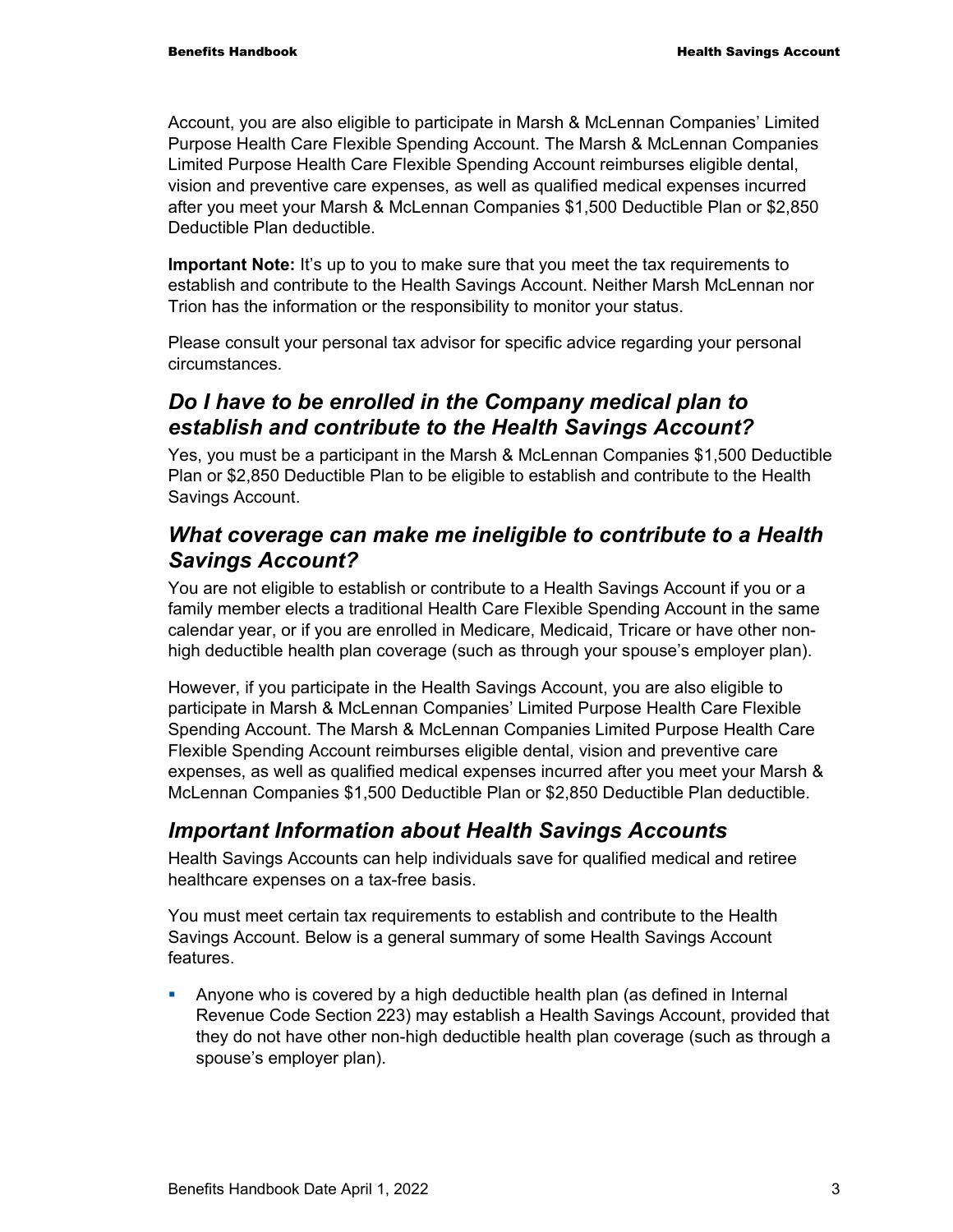Account, you are also eligible to participate in Marsh & McLennan Companies' Limited Purpose Health Care Flexible Spending Account. The Marsh & McLennan Companies Limited Purpose Health Care Flexible Spending Account reimburses eligible dental, vision and preventive care expenses, as well as qualified medical expenses incurred after you meet your Marsh & McLennan Companies $1,500 Deductible Plan or $2,850 Deductible Plan deductible.

**Important Note:** It's up to you to make sure that you meet the tax requirements to establish and contribute to the Health Savings Account. Neither Marsh McLennan nor Trion has the information or the responsibility to monitor your status.

Please consult your personal tax advisor for specific advice regarding your personal circumstances.

## *Do I have to be enrolled in the Company medical plan to establish and contribute to the Health Savings Account?*

Yes, you must be a participant in the Marsh & McLennan Companies $1,500 Deductible Plan or $2,850 Deductible Plan to be eligible to establish and contribute to the Health Savings Account.

## *What coverage can make me ineligible to contribute to a Health Savings Account?*

You are not eligible to establish or contribute to a Health Savings Account if you or a family member elects a traditional Health Care Flexible Spending Account in the same calendar year, or if you are enrolled in Medicare, Medicaid, Tricare or have other non-high deductible health plan coverage (such as through your spouse's employer plan).

However, if you participate in the Health Savings Account, you are also eligible to participate in Marsh & McLennan Companies' Limited Purpose Health Care Flexible Spending Account. The Marsh & McLennan Companies Limited Purpose Health Care Flexible Spending Account reimburses eligible dental, vision and preventive care expenses, as well as qualified medical expenses incurred after you meet your Marsh & McLennan Companies $1,500 Deductible Plan or $2,850 Deductible Plan deductible.

## *Important Information about Health Savings Accounts*

Health Savings Accounts can help individuals save for qualified medical and retiree healthcare expenses on a tax-free basis.

You must meet certain tax requirements to establish and contribute to the Health Savings Account. Below is a general summary of some Health Savings Account features.

- Anyone who is covered by a high deductible health plan (as defined in Internal Revenue Code Section 223) may establish a Health Savings Account, provided that they do not have other non-high deductible health plan coverage (such as through a spouse's employer plan).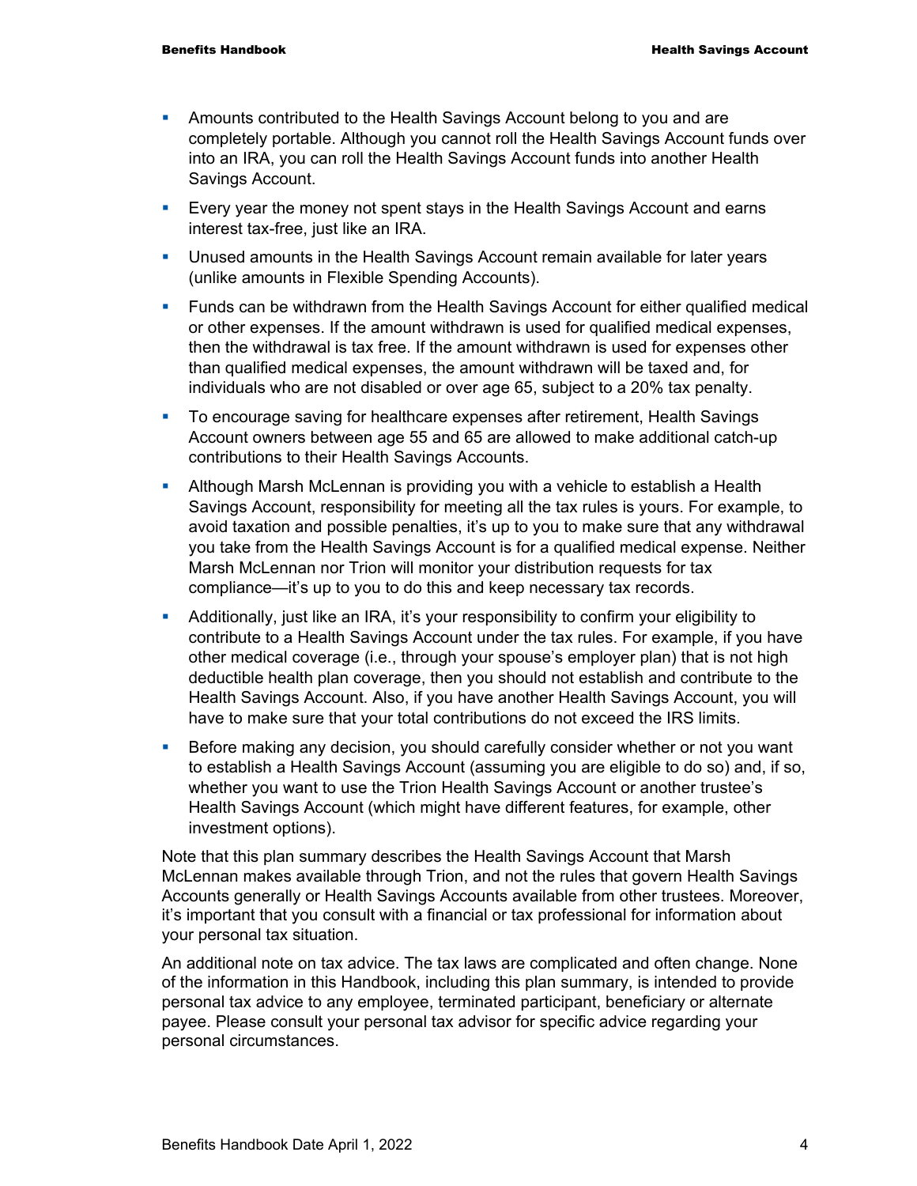- Amounts contributed to the Health Savings Account belong to you and are completely portable. Although you cannot roll the Health Savings Account funds over into an IRA, you can roll the Health Savings Account funds into another Health Savings Account.
- Every year the money not spent stays in the Health Savings Account and earns interest tax-free, just like an IRA.
- Unused amounts in the Health Savings Account remain available for later years (unlike amounts in Flexible Spending Accounts).
- Funds can be withdrawn from the Health Savings Account for either qualified medical or other expenses. If the amount withdrawn is used for qualified medical expenses, then the withdrawal is tax free. If the amount withdrawn is used for expenses other than qualified medical expenses, the amount withdrawn will be taxed and, for individuals who are not disabled or over age 65, subject to a 20% tax penalty.
- To encourage saving for healthcare expenses after retirement, Health Savings Account owners between age 55 and 65 are allowed to make additional catch-up contributions to their Health Savings Accounts.
- Although Marsh McLennan is providing you with a vehicle to establish a Health Savings Account, responsibility for meeting all the tax rules is yours. For example, to avoid taxation and possible penalties, it's up to you to make sure that any withdrawal you take from the Health Savings Account is for a qualified medical expense. Neither Marsh McLennan nor Trion will monitor your distribution requests for tax compliance—it's up to you to do this and keep necessary tax records.
- Additionally, just like an IRA, it's your responsibility to confirm your eligibility to contribute to a Health Savings Account under the tax rules. For example, if you have other medical coverage (i.e., through your spouse's employer plan) that is not high deductible health plan coverage, then you should not establish and contribute to the Health Savings Account. Also, if you have another Health Savings Account, you will have to make sure that your total contributions do not exceed the IRS limits.
- Before making any decision, you should carefully consider whether or not you want to establish a Health Savings Account (assuming you are eligible to do so) and, if so, whether you want to use the Trion Health Savings Account or another trustee's Health Savings Account (which might have different features, for example, other investment options).

Note that this plan summary describes the Health Savings Account that Marsh McLennan makes available through Trion, and not the rules that govern Health Savings Accounts generally or Health Savings Accounts available from other trustees. Moreover, it's important that you consult with a financial or tax professional for information about your personal tax situation.

An additional note on tax advice. The tax laws are complicated and often change. None of the information in this Handbook, including this plan summary, is intended to provide personal tax advice to any employee, terminated participant, beneficiary or alternate payee. Please consult your personal tax advisor for specific advice regarding your personal circumstances.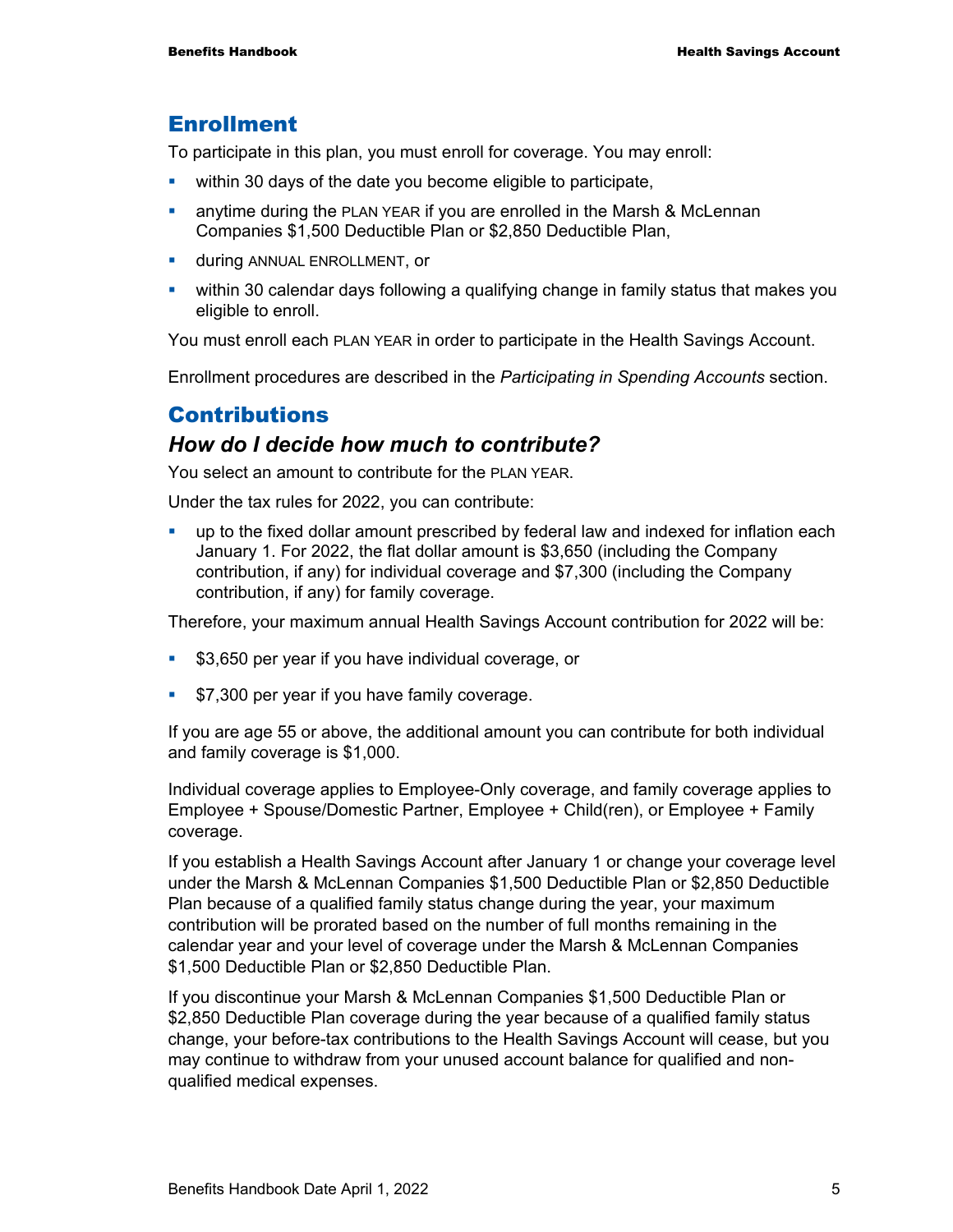## Enrollment

To participate in this plan, you must enroll for coverage. You may enroll:

- within 30 days of the date you become eligible to participate,
- anytime during the PLAN YEAR if you are enrolled in the Marsh & McLennan Companies $1,500 Deductible Plan or $2,850 Deductible Plan,
- during ANNUAL ENROLLMENT, or
- within 30 calendar days following a qualifying change in family status that makes you eligible to enroll.

You must enroll each PLAN YEAR in order to participate in the Health Savings Account.

Enrollment procedures are described in the *Participating in Spending Accounts* section.

## Contributions

### *How do I decide how much to contribute?*

You select an amount to contribute for the PLAN YEAR.

Under the tax rules for 2022, you can contribute:

- up to the fixed dollar amount prescribed by federal law and indexed for inflation each January 1. For 2022, the flat dollar amount is $3,650 (including the Company contribution, if any) for individual coverage and $7,300 (including the Company contribution, if any) for family coverage.

Therefore, your maximum annual Health Savings Account contribution for 2022 will be:

- $3,650 per year if you have individual coverage, or
- $7,300 per year if you have family coverage.

If you are age 55 or above, the additional amount you can contribute for both individual and family coverage is $1,000.

Individual coverage applies to Employee-Only coverage, and family coverage applies to Employee + Spouse/Domestic Partner, Employee + Child(ren), or Employee + Family coverage.

If you establish a Health Savings Account after January 1 or change your coverage level under the Marsh & McLennan Companies $1,500 Deductible Plan or $2,850 Deductible Plan because of a qualified family status change during the year, your maximum contribution will be prorated based on the number of full months remaining in the calendar year and your level of coverage under the Marsh & McLennan Companies $1,500 Deductible Plan or $2,850 Deductible Plan.

If you discontinue your Marsh & McLennan Companies $1,500 Deductible Plan or $2,850 Deductible Plan coverage during the year because of a qualified family status change, your before-tax contributions to the Health Savings Account will cease, but you may continue to withdraw from your unused account balance for qualified and non-qualified medical expenses.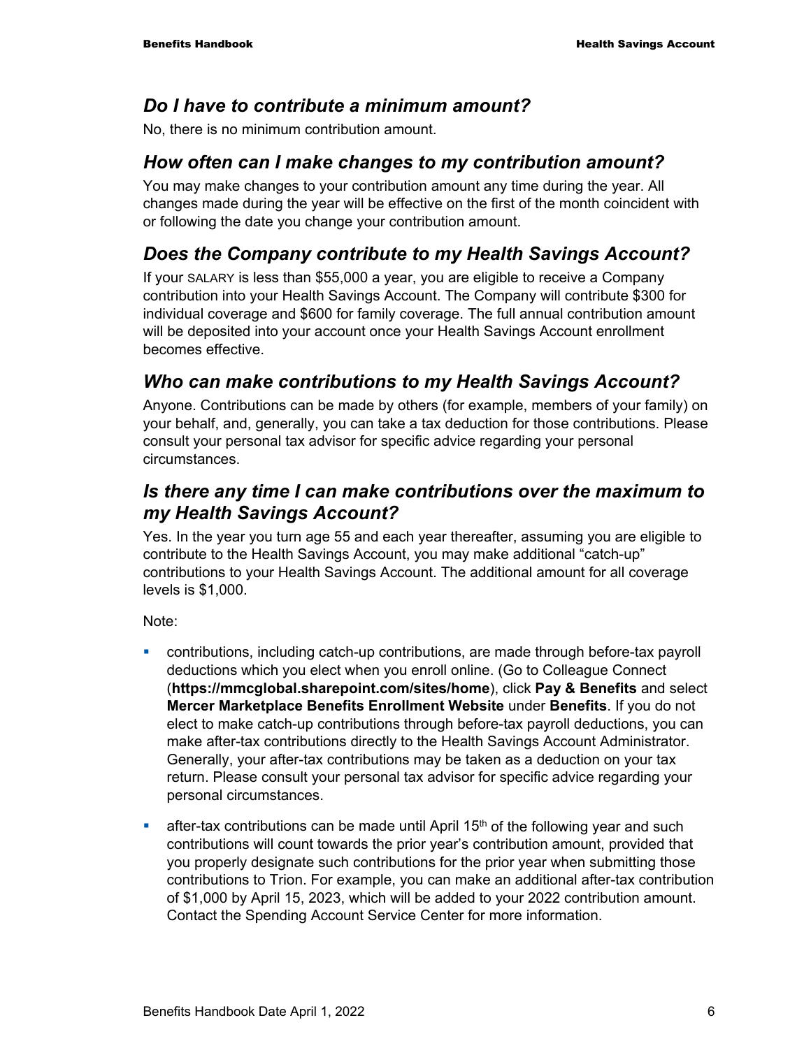## *Do I have to contribute a minimum amount?*

No, there is no minimum contribution amount.

## *How often can I make changes to my contribution amount?*

You may make changes to your contribution amount any time during the year. All changes made during the year will be effective on the first of the month coincident with or following the date you change your contribution amount.

## *Does the Company contribute to my Health Savings Account?*

If your SALARY is less than $55,000 a year, you are eligible to receive a Company contribution into your Health Savings Account. The Company will contribute $300 for individual coverage and $600 for family coverage. The full annual contribution amount will be deposited into your account once your Health Savings Account enrollment becomes effective.

## *Who can make contributions to my Health Savings Account?*

Anyone. Contributions can be made by others (for example, members of your family) on your behalf, and, generally, you can take a tax deduction for those contributions. Please consult your personal tax advisor for specific advice regarding your personal circumstances.

## *Is there any time I can make contributions over the maximum to my Health Savings Account?*

Yes. In the year you turn age 55 and each year thereafter, assuming you are eligible to contribute to the Health Savings Account, you may make additional "catch-up" contributions to your Health Savings Account. The additional amount for all coverage levels is $1,000.

Note:

- contributions, including catch-up contributions, are made through before-tax payroll deductions which you elect when you enroll online. (Go to Colleague Connect (**https://mmcglobal.sharepoint.com/sites/home**), click **Pay & Benefits** and select **Mercer Marketplace Benefits Enrollment Website** under **Benefits**. If you do not elect to make catch-up contributions through before-tax payroll deductions, you can make after-tax contributions directly to the Health Savings Account Administrator. Generally, your after-tax contributions may be taken as a deduction on your tax return. Please consult your personal tax advisor for specific advice regarding your personal circumstances.
- after-tax contributions can be made until April 15th of the following year and such contributions will count towards the prior year's contribution amount, provided that you properly designate such contributions for the prior year when submitting those contributions to Trion. For example, you can make an additional after-tax contribution of $1,000 by April 15, 2023, which will be added to your 2022 contribution amount. Contact the Spending Account Service Center for more information.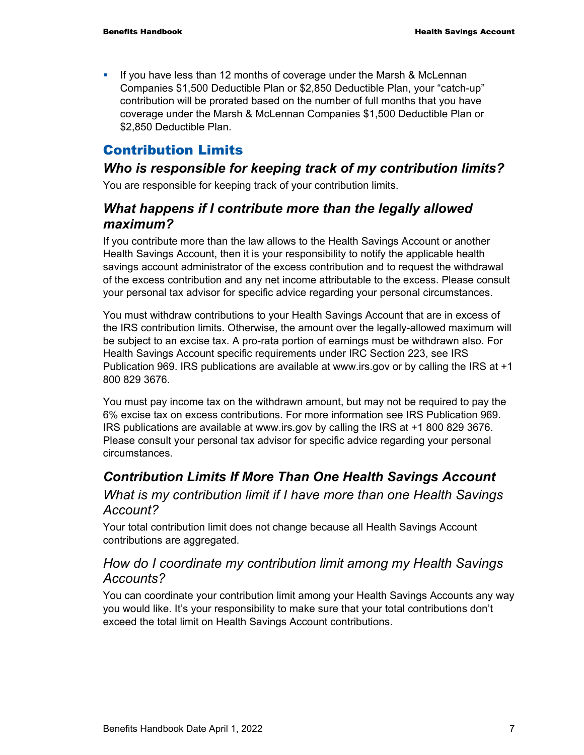- If you have less than 12 months of coverage under the Marsh & McLennan Companies $1,500 Deductible Plan or $2,850 Deductible Plan, your "catch-up" contribution will be prorated based on the number of full months that you have coverage under the Marsh & McLennan Companies $1,500 Deductible Plan or $2,850 Deductible Plan.

## Contribution Limits

### *Who is responsible for keeping track of my contribution limits?*

You are responsible for keeping track of your contribution limits.

### *What happens if I contribute more than the legally allowed maximum?*

If you contribute more than the law allows to the Health Savings Account or another Health Savings Account, then it is your responsibility to notify the applicable health savings account administrator of the excess contribution and to request the withdrawal of the excess contribution and any net income attributable to the excess. Please consult your personal tax advisor for specific advice regarding your personal circumstances.

You must withdraw contributions to your Health Savings Account that are in excess of the IRS contribution limits. Otherwise, the amount over the legally-allowed maximum will be subject to an excise tax. A pro-rata portion of earnings must be withdrawn also. For Health Savings Account specific requirements under IRC Section 223, see IRS Publication 969. IRS publications are available at www.irs.gov or by calling the IRS at +1 800 829 3676.

You must pay income tax on the withdrawn amount, but may not be required to pay the 6% excise tax on excess contributions. For more information see IRS Publication 969. IRS publications are available at www.irs.gov by calling the IRS at +1 800 829 3676. Please consult your personal tax advisor for specific advice regarding your personal circumstances.

### *Contribution Limits If More Than One Health Savings Account*

#### *What is my contribution limit if I have more than one Health Savings Account?*

Your total contribution limit does not change because all Health Savings Account contributions are aggregated.

#### *How do I coordinate my contribution limit among my Health Savings Accounts?*

You can coordinate your contribution limit among your Health Savings Accounts any way you would like. It's your responsibility to make sure that your total contributions don't exceed the total limit on Health Savings Account contributions.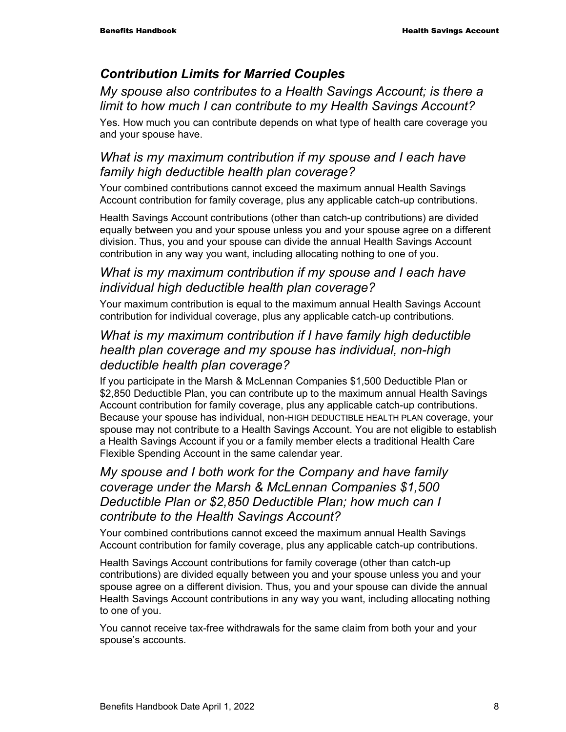## *Contribution Limits for Married Couples*

### *My spouse also contributes to a Health Savings Account; is there a limit to how much I can contribute to my Health Savings Account?*

Yes. How much you can contribute depends on what type of health care coverage you and your spouse have.

### *What is my maximum contribution if my spouse and I each have family high deductible health plan coverage?*

Your combined contributions cannot exceed the maximum annual Health Savings Account contribution for family coverage, plus any applicable catch-up contributions.

Health Savings Account contributions (other than catch-up contributions) are divided equally between you and your spouse unless you and your spouse agree on a different division. Thus, you and your spouse can divide the annual Health Savings Account contribution in any way you want, including allocating nothing to one of you.

### *What is my maximum contribution if my spouse and I each have individual high deductible health plan coverage?*

Your maximum contribution is equal to the maximum annual Health Savings Account contribution for individual coverage, plus any applicable catch-up contributions.

### *What is my maximum contribution if I have family high deductible health plan coverage and my spouse has individual, non-high deductible health plan coverage?*

If you participate in the Marsh & McLennan Companies $1,500 Deductible Plan or $2,850 Deductible Plan, you can contribute up to the maximum annual Health Savings Account contribution for family coverage, plus any applicable catch-up contributions. Because your spouse has individual, non-HIGH DEDUCTIBLE HEALTH PLAN coverage, your spouse may not contribute to a Health Savings Account. You are not eligible to establish a Health Savings Account if you or a family member elects a traditional Health Care Flexible Spending Account in the same calendar year.

### *My spouse and I both work for the Company and have family coverage under the Marsh & McLennan Companies $1,500 Deductible Plan or $2,850 Deductible Plan; how much can I contribute to the Health Savings Account?*

Your combined contributions cannot exceed the maximum annual Health Savings Account contribution for family coverage, plus any applicable catch-up contributions.

Health Savings Account contributions for family coverage (other than catch-up contributions) are divided equally between you and your spouse unless you and your spouse agree on a different division. Thus, you and your spouse can divide the annual Health Savings Account contributions in any way you want, including allocating nothing to one of you.

You cannot receive tax-free withdrawals for the same claim from both your and your spouse's accounts.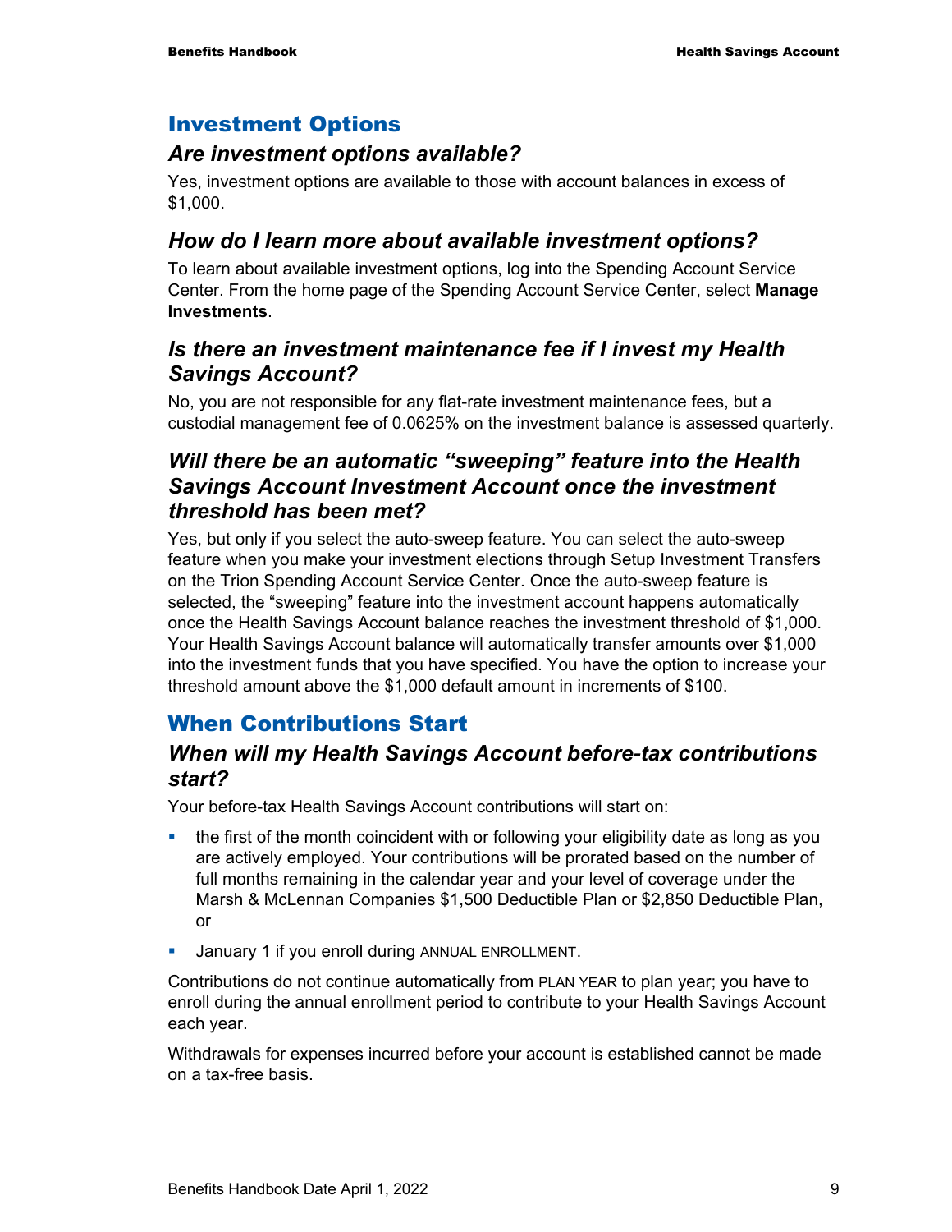## Investment Options

### *Are investment options available?*

Yes, investment options are available to those with account balances in excess of $1,000.

### *How do I learn more about available investment options?*

To learn about available investment options, log into the Spending Account Service Center. From the home page of the Spending Account Service Center, select **Manage Investments**.

### *Is there an investment maintenance fee if I invest my Health Savings Account?*

No, you are not responsible for any flat-rate investment maintenance fees, but a custodial management fee of 0.0625% on the investment balance is assessed quarterly.

### *Will there be an automatic "sweeping" feature into the Health Savings Account Investment Account once the investment threshold has been met?*

Yes, but only if you select the auto-sweep feature. You can select the auto-sweep feature when you make your investment elections through Setup Investment Transfers on the Trion Spending Account Service Center. Once the auto-sweep feature is selected, the "sweeping" feature into the investment account happens automatically once the Health Savings Account balance reaches the investment threshold of $1,000. Your Health Savings Account balance will automatically transfer amounts over $1,000 into the investment funds that you have specified. You have the option to increase your threshold amount above the $1,000 default amount in increments of $100.

## When Contributions Start

### *When will my Health Savings Account before-tax contributions start?*

Your before-tax Health Savings Account contributions will start on:

- the first of the month coincident with or following your eligibility date as long as you are actively employed. Your contributions will be prorated based on the number of full months remaining in the calendar year and your level of coverage under the Marsh & McLennan Companies $1,500 Deductible Plan or $2,850 Deductible Plan, or
- January 1 if you enroll during ANNUAL ENROLLMENT.

Contributions do not continue automatically from PLAN YEAR to plan year; you have to enroll during the annual enrollment period to contribute to your Health Savings Account each year.

Withdrawals for expenses incurred before your account is established cannot be made on a tax-free basis.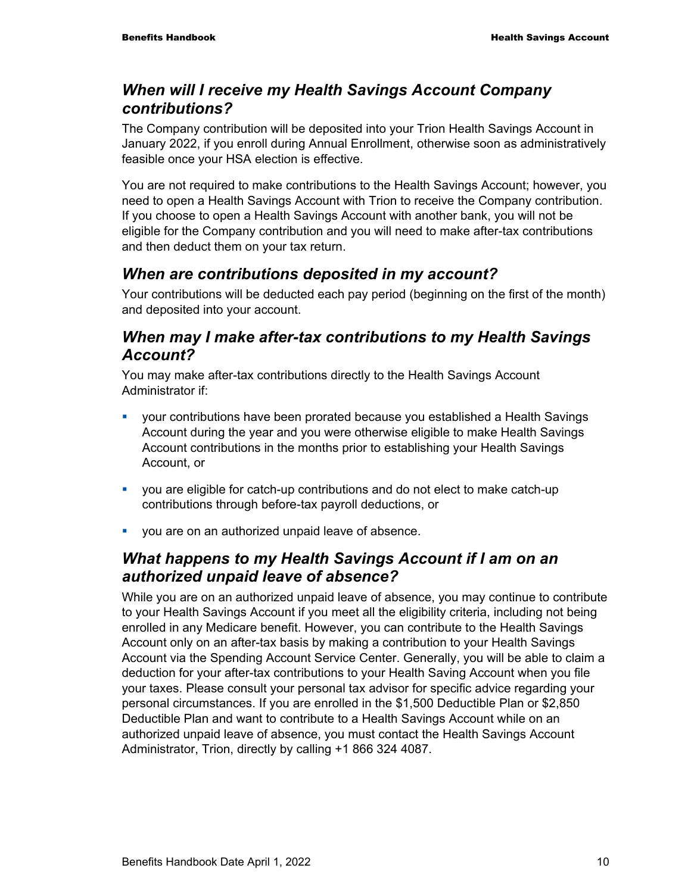## *When will I receive my Health Savings Account Company contributions?*

The Company contribution will be deposited into your Trion Health Savings Account in January 2022, if you enroll during Annual Enrollment, otherwise soon as administratively feasible once your HSA election is effective.

You are not required to make contributions to the Health Savings Account; however, you need to open a Health Savings Account with Trion to receive the Company contribution. If you choose to open a Health Savings Account with another bank, you will not be eligible for the Company contribution and you will need to make after-tax contributions and then deduct them on your tax return.

## *When are contributions deposited in my account?*

Your contributions will be deducted each pay period (beginning on the first of the month) and deposited into your account.

## *When may I make after-tax contributions to my Health Savings Account?*

You may make after-tax contributions directly to the Health Savings Account Administrator if:

- your contributions have been prorated because you established a Health Savings Account during the year and you were otherwise eligible to make Health Savings Account contributions in the months prior to establishing your Health Savings Account, or
- you are eligible for catch-up contributions and do not elect to make catch-up contributions through before-tax payroll deductions, or
- you are on an authorized unpaid leave of absence.

## *What happens to my Health Savings Account if I am on an authorized unpaid leave of absence?*

While you are on an authorized unpaid leave of absence, you may continue to contribute to your Health Savings Account if you meet all the eligibility criteria, including not being enrolled in any Medicare benefit. However, you can contribute to the Health Savings Account only on an after-tax basis by making a contribution to your Health Savings Account via the Spending Account Service Center. Generally, you will be able to claim a deduction for your after-tax contributions to your Health Saving Account when you file your taxes. Please consult your personal tax advisor for specific advice regarding your personal circumstances. If you are enrolled in the $1,500 Deductible Plan or $2,850 Deductible Plan and want to contribute to a Health Savings Account while on an authorized unpaid leave of absence, you must contact the Health Savings Account Administrator, Trion, directly by calling +1 866 324 4087.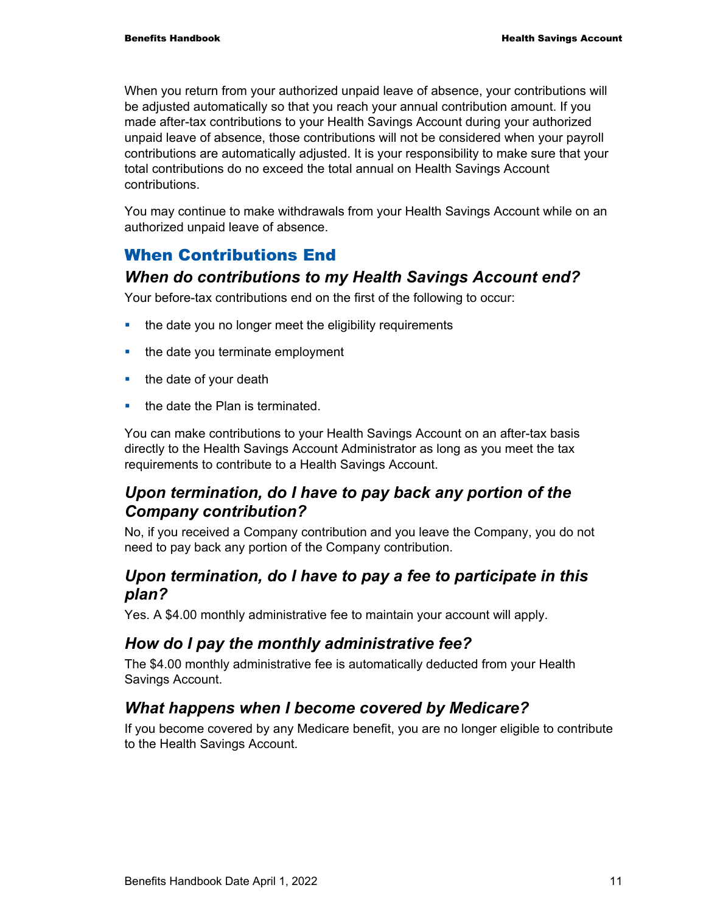When you return from your authorized unpaid leave of absence, your contributions will be adjusted automatically so that you reach your annual contribution amount. If you made after-tax contributions to your Health Savings Account during your authorized unpaid leave of absence, those contributions will not be considered when your payroll contributions are automatically adjusted. It is your responsibility to make sure that your total contributions do no exceed the total annual on Health Savings Account contributions.

You may continue to make withdrawals from your Health Savings Account while on an authorized unpaid leave of absence.

## When Contributions End

### *When do contributions to my Health Savings Account end?*

Your before-tax contributions end on the first of the following to occur:

- the date you no longer meet the eligibility requirements
- the date you terminate employment
- the date of your death
- the date the Plan is terminated.

You can make contributions to your Health Savings Account on an after-tax basis directly to the Health Savings Account Administrator as long as you meet the tax requirements to contribute to a Health Savings Account.

### *Upon termination, do I have to pay back any portion of the Company contribution?*

No, if you received a Company contribution and you leave the Company, you do not need to pay back any portion of the Company contribution.

### *Upon termination, do I have to pay a fee to participate in this plan?*

Yes. A $4.00 monthly administrative fee to maintain your account will apply.

### *How do I pay the monthly administrative fee?*

The $4.00 monthly administrative fee is automatically deducted from your Health Savings Account.

### *What happens when I become covered by Medicare?*

If you become covered by any Medicare benefit, you are no longer eligible to contribute to the Health Savings Account.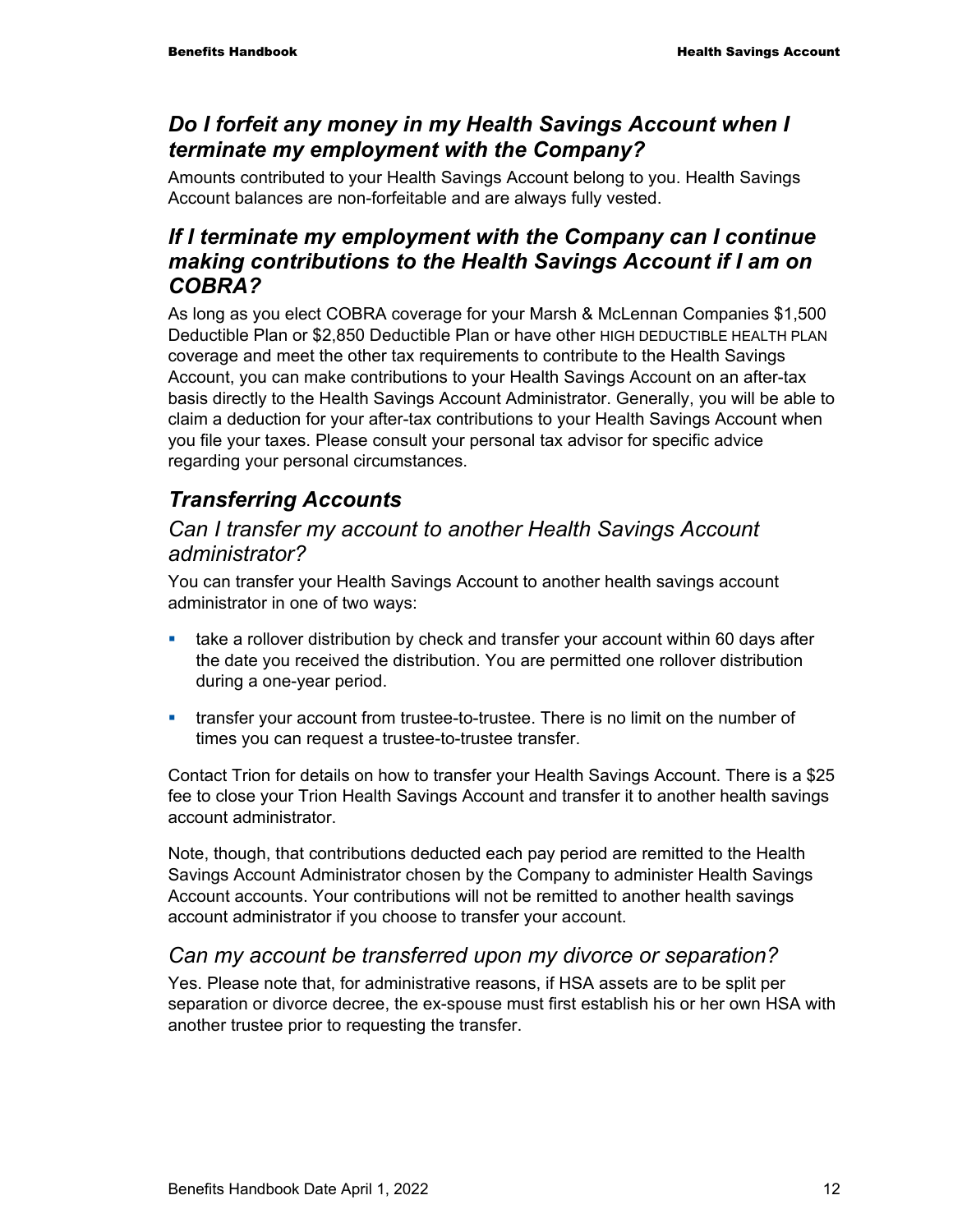## *Do I forfeit any money in my Health Savings Account when I terminate my employment with the Company?*

Amounts contributed to your Health Savings Account belong to you. Health Savings Account balances are non-forfeitable and are always fully vested.

## *If I terminate my employment with the Company can I continue making contributions to the Health Savings Account if I am on COBRA?*

As long as you elect COBRA coverage for your Marsh & McLennan Companies $1,500 Deductible Plan or $2,850 Deductible Plan or have other HIGH DEDUCTIBLE HEALTH PLAN coverage and meet the other tax requirements to contribute to the Health Savings Account, you can make contributions to your Health Savings Account on an after-tax basis directly to the Health Savings Account Administrator. Generally, you will be able to claim a deduction for your after-tax contributions to your Health Savings Account when you file your taxes. Please consult your personal tax advisor for specific advice regarding your personal circumstances.

## *Transferring Accounts*

### *Can I transfer my account to another Health Savings Account administrator?*

You can transfer your Health Savings Account to another health savings account administrator in one of two ways:

- take a rollover distribution by check and transfer your account within 60 days after the date you received the distribution. You are permitted one rollover distribution during a one-year period.
- transfer your account from trustee-to-trustee. There is no limit on the number of times you can request a trustee-to-trustee transfer.

Contact Trion for details on how to transfer your Health Savings Account. There is a $25 fee to close your Trion Health Savings Account and transfer it to another health savings account administrator.

Note, though, that contributions deducted each pay period are remitted to the Health Savings Account Administrator chosen by the Company to administer Health Savings Account accounts. Your contributions will not be remitted to another health savings account administrator if you choose to transfer your account.

### *Can my account be transferred upon my divorce or separation?*

Yes. Please note that, for administrative reasons, if HSA assets are to be split per separation or divorce decree, the ex-spouse must first establish his or her own HSA with another trustee prior to requesting the transfer.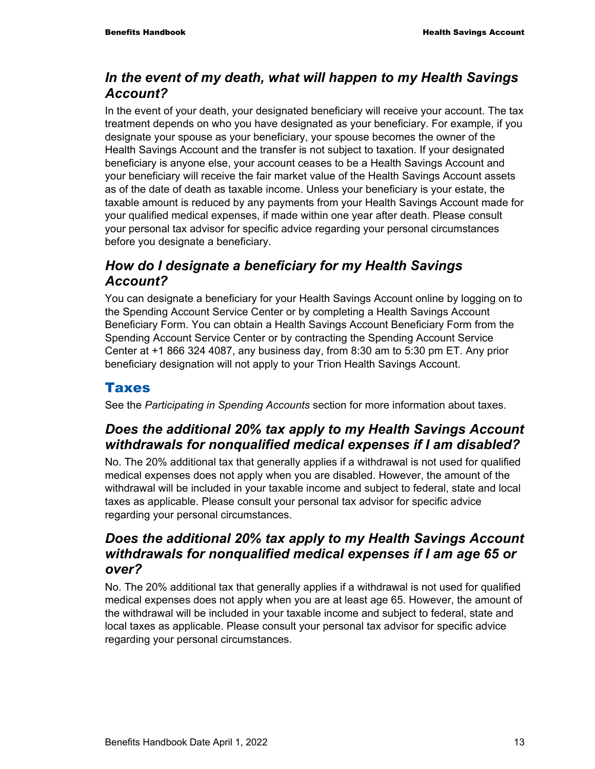### *In the event of my death, what will happen to my Health Savings Account?*

In the event of your death, your designated beneficiary will receive your account. The tax treatment depends on who you have designated as your beneficiary. For example, if you designate your spouse as your beneficiary, your spouse becomes the owner of the Health Savings Account and the transfer is not subject to taxation. If your designated beneficiary is anyone else, your account ceases to be a Health Savings Account and your beneficiary will receive the fair market value of the Health Savings Account assets as of the date of death as taxable income. Unless your beneficiary is your estate, the taxable amount is reduced by any payments from your Health Savings Account made for your qualified medical expenses, if made within one year after death. Please consult your personal tax advisor for specific advice regarding your personal circumstances before you designate a beneficiary.

### *How do I designate a beneficiary for my Health Savings Account?*

You can designate a beneficiary for your Health Savings Account online by logging on to the Spending Account Service Center or by completing a Health Savings Account Beneficiary Form. You can obtain a Health Savings Account Beneficiary Form from the Spending Account Service Center or by contracting the Spending Account Service Center at +1 866 324 4087, any business day, from 8:30 am to 5:30 pm ET. Any prior beneficiary designation will not apply to your Trion Health Savings Account.

## Taxes

See the *Participating in Spending Accounts* section for more information about taxes.

### *Does the additional 20% tax apply to my Health Savings Account withdrawals for nonqualified medical expenses if I am disabled?*

No. The 20% additional tax that generally applies if a withdrawal is not used for qualified medical expenses does not apply when you are disabled. However, the amount of the withdrawal will be included in your taxable income and subject to federal, state and local taxes as applicable. Please consult your personal tax advisor for specific advice regarding your personal circumstances.

### *Does the additional 20% tax apply to my Health Savings Account withdrawals for nonqualified medical expenses if I am age 65 or over?*

No. The 20% additional tax that generally applies if a withdrawal is not used for qualified medical expenses does not apply when you are at least age 65. However, the amount of the withdrawal will be included in your taxable income and subject to federal, state and local taxes as applicable. Please consult your personal tax advisor for specific advice regarding your personal circumstances.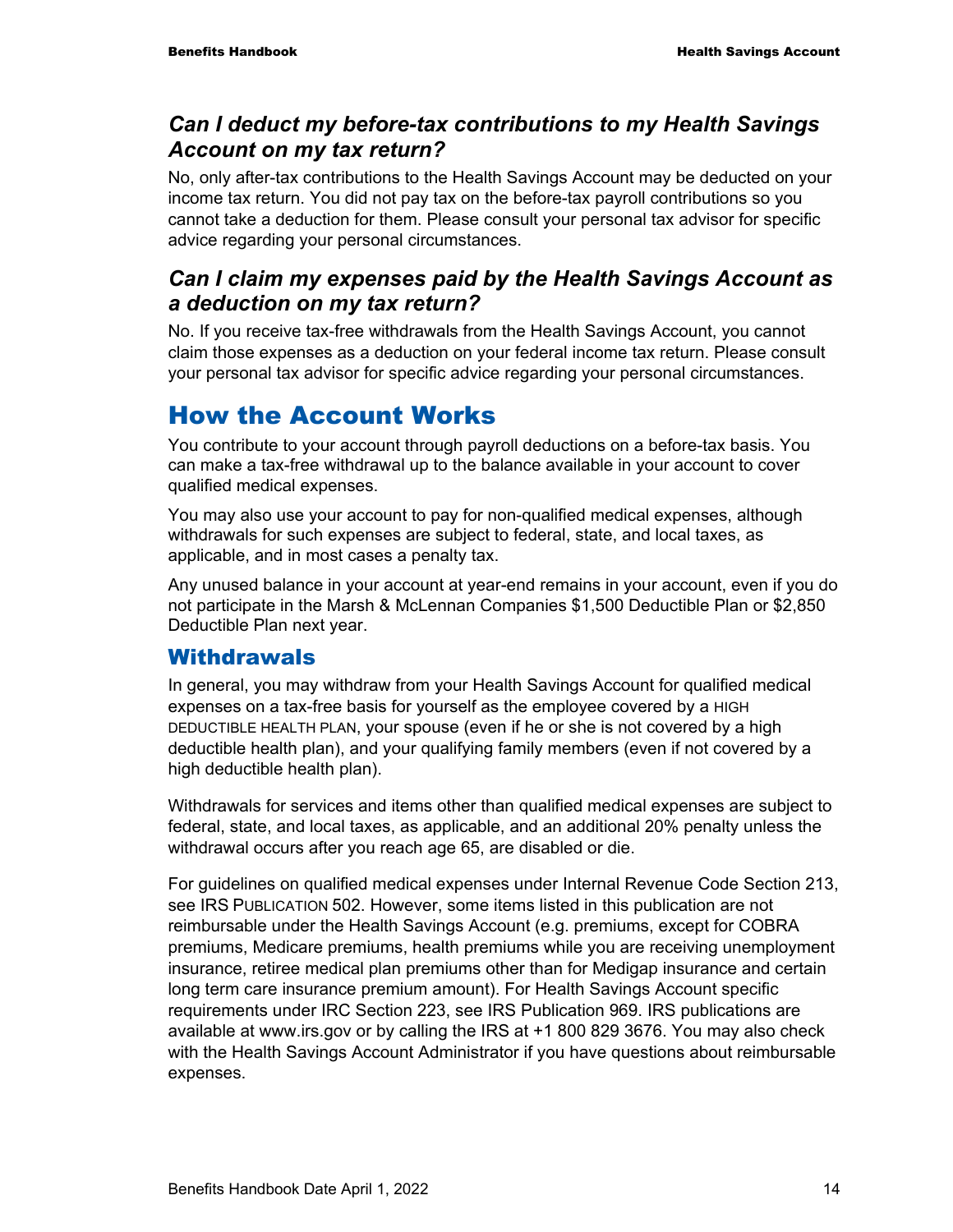### *Can I deduct my before-tax contributions to my Health Savings Account on my tax return?*

No, only after-tax contributions to the Health Savings Account may be deducted on your income tax return. You did not pay tax on the before-tax payroll contributions so you cannot take a deduction for them. Please consult your personal tax advisor for specific advice regarding your personal circumstances.

### *Can I claim my expenses paid by the Health Savings Account as a deduction on my tax return?*

No. If you receive tax-free withdrawals from the Health Savings Account, you cannot claim those expenses as a deduction on your federal income tax return. Please consult your personal tax advisor for specific advice regarding your personal circumstances.

# How the Account Works

You contribute to your account through payroll deductions on a before-tax basis. You can make a tax-free withdrawal up to the balance available in your account to cover qualified medical expenses.

You may also use your account to pay for non-qualified medical expenses, although withdrawals for such expenses are subject to federal, state, and local taxes, as applicable, and in most cases a penalty tax.

Any unused balance in your account at year-end remains in your account, even if you do not participate in the Marsh & McLennan Companies $1,500 Deductible Plan or $2,850 Deductible Plan next year.

## Withdrawals

In general, you may withdraw from your Health Savings Account for qualified medical expenses on a tax-free basis for yourself as the employee covered by a HIGH DEDUCTIBLE HEALTH PLAN, your spouse (even if he or she is not covered by a high deductible health plan), and your qualifying family members (even if not covered by a high deductible health plan).

Withdrawals for services and items other than qualified medical expenses are subject to federal, state, and local taxes, as applicable, and an additional 20% penalty unless the withdrawal occurs after you reach age 65, are disabled or die.

For guidelines on qualified medical expenses under Internal Revenue Code Section 213, see IRS PUBLICATION 502. However, some items listed in this publication are not reimbursable under the Health Savings Account (e.g. premiums, except for COBRA premiums, Medicare premiums, health premiums while you are receiving unemployment insurance, retiree medical plan premiums other than for Medigap insurance and certain long term care insurance premium amount). For Health Savings Account specific requirements under IRC Section 223, see IRS Publication 969. IRS publications are available at www.irs.gov or by calling the IRS at +1 800 829 3676. You may also check with the Health Savings Account Administrator if you have questions about reimbursable expenses.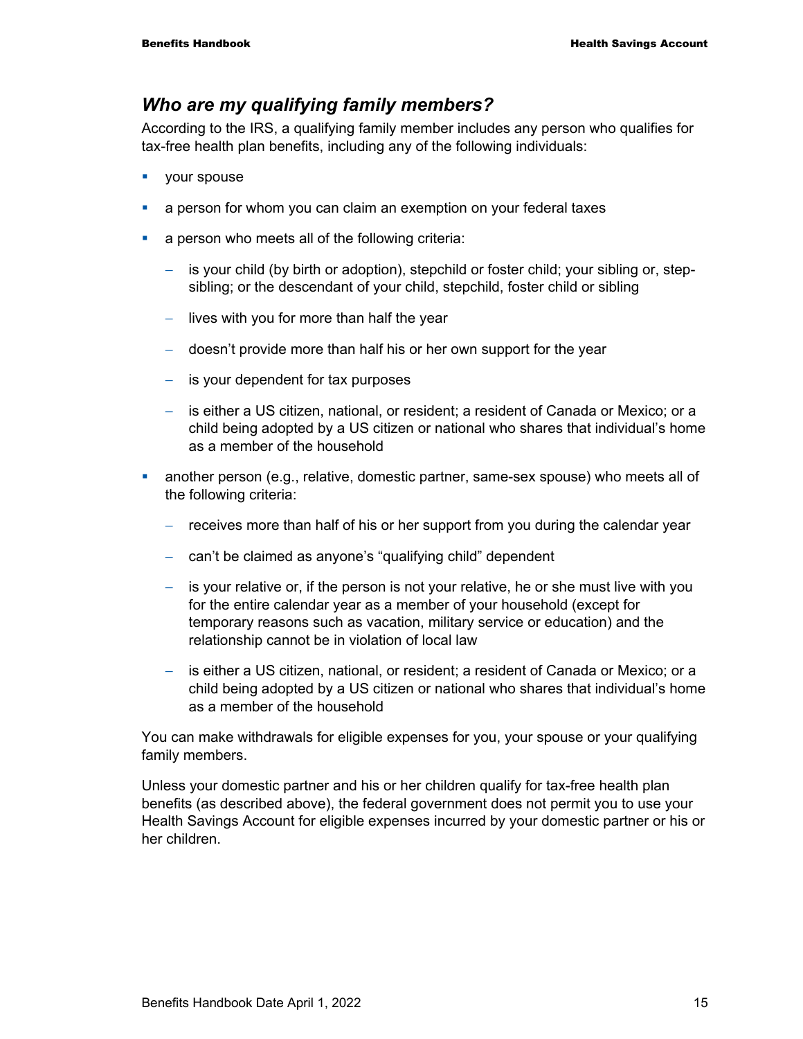## *Who are my qualifying family members?*

According to the IRS, a qualifying family member includes any person who qualifies for tax-free health plan benefits, including any of the following individuals:

- your spouse
- a person for whom you can claim an exemption on your federal taxes
- a person who meets all of the following criteria:
  - is your child (by birth or adoption), stepchild or foster child; your sibling or, step-sibling; or the descendant of your child, stepchild, foster child or sibling
  - lives with you for more than half the year
  - doesn't provide more than half his or her own support for the year
  - is your dependent for tax purposes
  - is either a US citizen, national, or resident; a resident of Canada or Mexico; or a child being adopted by a US citizen or national who shares that individual's home as a member of the household
- another person (e.g., relative, domestic partner, same-sex spouse) who meets all of the following criteria:
  - receives more than half of his or her support from you during the calendar year
  - can't be claimed as anyone's "qualifying child" dependent
  - is your relative or, if the person is not your relative, he or she must live with you for the entire calendar year as a member of your household (except for temporary reasons such as vacation, military service or education) and the relationship cannot be in violation of local law
  - is either a US citizen, national, or resident; a resident of Canada or Mexico; or a child being adopted by a US citizen or national who shares that individual's home as a member of the household

You can make withdrawals for eligible expenses for you, your spouse or your qualifying family members.

Unless your domestic partner and his or her children qualify for tax-free health plan benefits (as described above), the federal government does not permit you to use your Health Savings Account for eligible expenses incurred by your domestic partner or his or her children.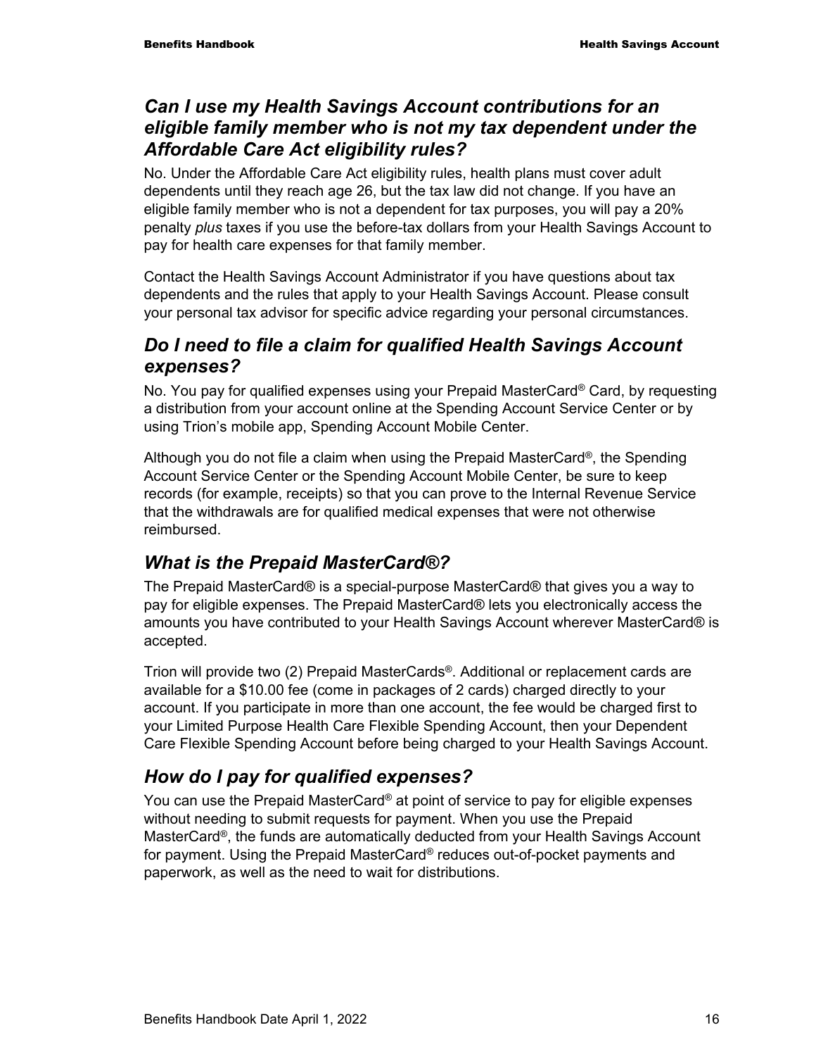## *Can I use my Health Savings Account contributions for an eligible family member who is not my tax dependent under the Affordable Care Act eligibility rules?*

No. Under the Affordable Care Act eligibility rules, health plans must cover adult dependents until they reach age 26, but the tax law did not change. If you have an eligible family member who is not a dependent for tax purposes, you will pay a 20% penalty *plus* taxes if you use the before-tax dollars from your Health Savings Account to pay for health care expenses for that family member.

Contact the Health Savings Account Administrator if you have questions about tax dependents and the rules that apply to your Health Savings Account. Please consult your personal tax advisor for specific advice regarding your personal circumstances.

## *Do I need to file a claim for qualified Health Savings Account expenses?*

No. You pay for qualified expenses using your Prepaid MasterCard® Card, by requesting a distribution from your account online at the Spending Account Service Center or by using Trion's mobile app, Spending Account Mobile Center.

Although you do not file a claim when using the Prepaid MasterCard®, the Spending Account Service Center or the Spending Account Mobile Center, be sure to keep records (for example, receipts) so that you can prove to the Internal Revenue Service that the withdrawals are for qualified medical expenses that were not otherwise reimbursed.

## *What is the Prepaid MasterCard®?*

The Prepaid MasterCard® is a special-purpose MasterCard® that gives you a way to pay for eligible expenses. The Prepaid MasterCard® lets you electronically access the amounts you have contributed to your Health Savings Account wherever MasterCard® is accepted.

Trion will provide two (2) Prepaid MasterCards®. Additional or replacement cards are available for a $10.00 fee (come in packages of 2 cards) charged directly to your account. If you participate in more than one account, the fee would be charged first to your Limited Purpose Health Care Flexible Spending Account, then your Dependent Care Flexible Spending Account before being charged to your Health Savings Account.

## *How do I pay for qualified expenses?*

You can use the Prepaid MasterCard® at point of service to pay for eligible expenses without needing to submit requests for payment. When you use the Prepaid MasterCard®, the funds are automatically deducted from your Health Savings Account for payment. Using the Prepaid MasterCard® reduces out-of-pocket payments and paperwork, as well as the need to wait for distributions.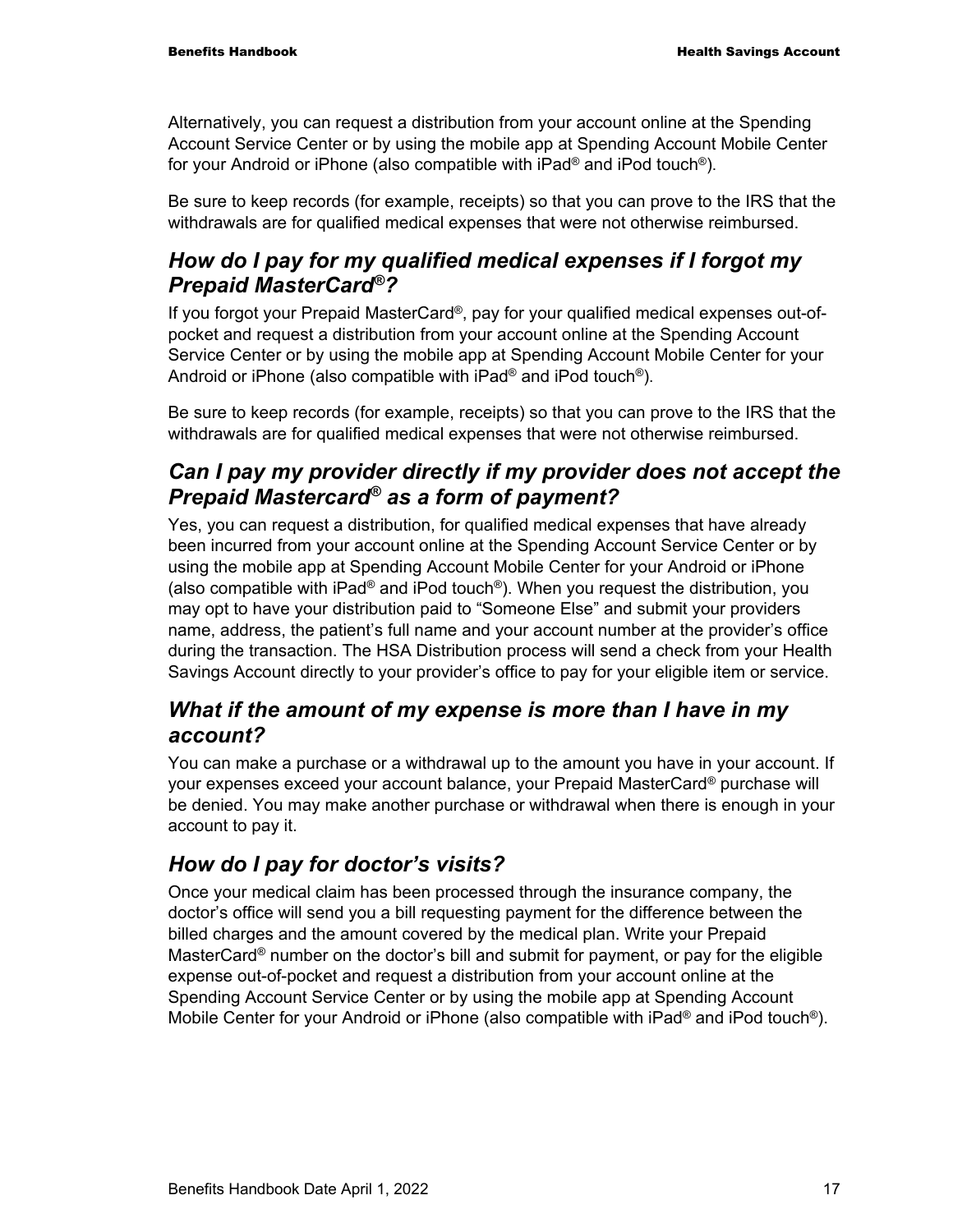Alternatively, you can request a distribution from your account online at the Spending Account Service Center or by using the mobile app at Spending Account Mobile Center for your Android or iPhone (also compatible with iPad® and iPod touch®).

Be sure to keep records (for example, receipts) so that you can prove to the IRS that the withdrawals are for qualified medical expenses that were not otherwise reimbursed.

## *How do I pay for my qualified medical expenses if I forgot my Prepaid MasterCard®?*

If you forgot your Prepaid MasterCard®, pay for your qualified medical expenses out-of-pocket and request a distribution from your account online at the Spending Account Service Center or by using the mobile app at Spending Account Mobile Center for your Android or iPhone (also compatible with iPad® and iPod touch®).

Be sure to keep records (for example, receipts) so that you can prove to the IRS that the withdrawals are for qualified medical expenses that were not otherwise reimbursed.

## *Can I pay my provider directly if my provider does not accept the Prepaid Mastercard® as a form of payment?*

Yes, you can request a distribution, for qualified medical expenses that have already been incurred from your account online at the Spending Account Service Center or by using the mobile app at Spending Account Mobile Center for your Android or iPhone (also compatible with iPad® and iPod touch®). When you request the distribution, you may opt to have your distribution paid to "Someone Else" and submit your providers name, address, the patient's full name and your account number at the provider's office during the transaction. The HSA Distribution process will send a check from your Health Savings Account directly to your provider's office to pay for your eligible item or service.

## *What if the amount of my expense is more than I have in my account?*

You can make a purchase or a withdrawal up to the amount you have in your account. If your expenses exceed your account balance, your Prepaid MasterCard® purchase will be denied. You may make another purchase or withdrawal when there is enough in your account to pay it.

## *How do I pay for doctor's visits?*

Once your medical claim has been processed through the insurance company, the doctor's office will send you a bill requesting payment for the difference between the billed charges and the amount covered by the medical plan. Write your Prepaid MasterCard® number on the doctor's bill and submit for payment, or pay for the eligible expense out-of-pocket and request a distribution from your account online at the Spending Account Service Center or by using the mobile app at Spending Account Mobile Center for your Android or iPhone (also compatible with iPad® and iPod touch®).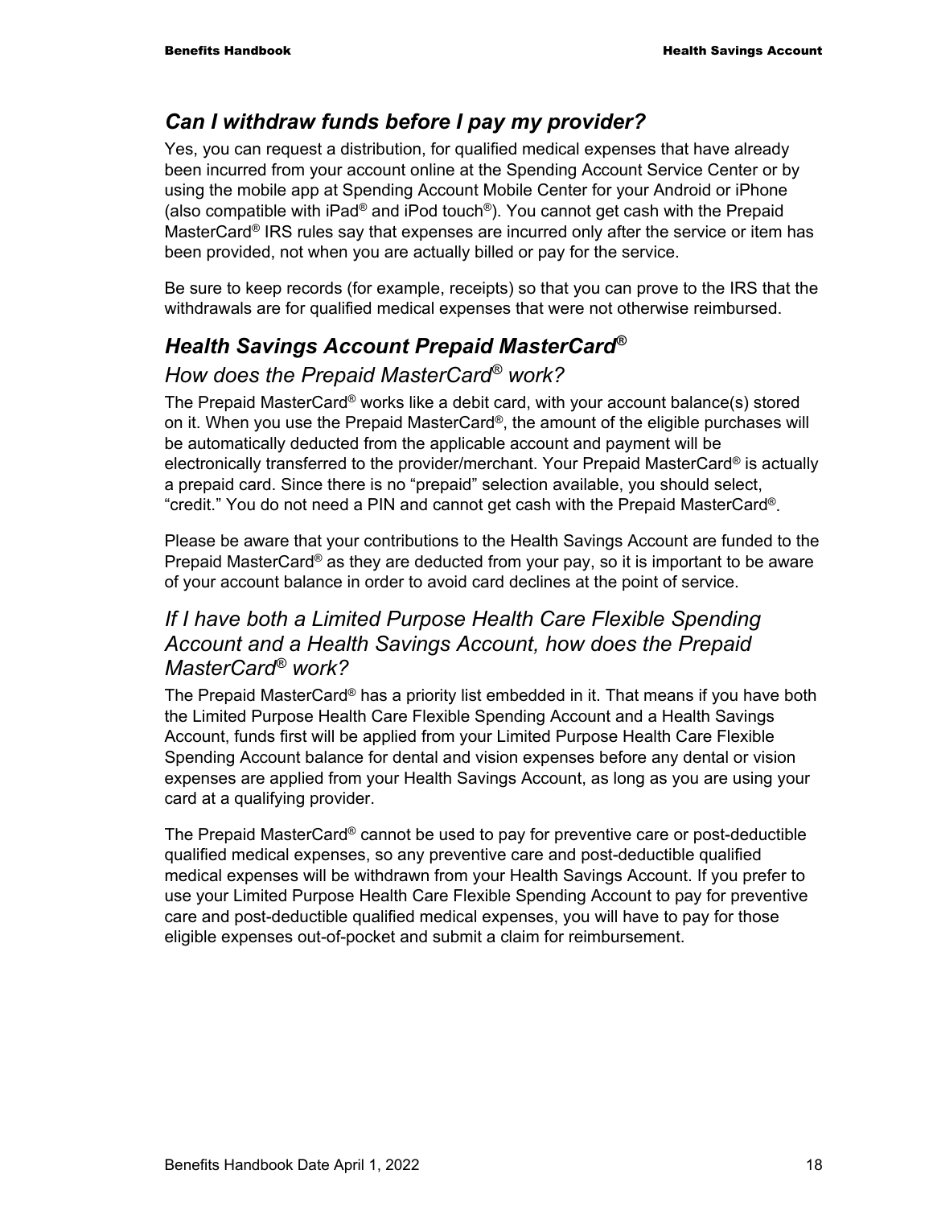## *Can I withdraw funds before I pay my provider?*

Yes, you can request a distribution, for qualified medical expenses that have already been incurred from your account online at the Spending Account Service Center or by using the mobile app at Spending Account Mobile Center for your Android or iPhone (also compatible with iPad® and iPod touch®). You cannot get cash with the Prepaid MasterCard® IRS rules say that expenses are incurred only after the service or item has been provided, not when you are actually billed or pay for the service.

Be sure to keep records (for example, receipts) so that you can prove to the IRS that the withdrawals are for qualified medical expenses that were not otherwise reimbursed.

## *Health Savings Account Prepaid MasterCard®*

### *How does the Prepaid MasterCard® work?*

The Prepaid MasterCard® works like a debit card, with your account balance(s) stored on it. When you use the Prepaid MasterCard®, the amount of the eligible purchases will be automatically deducted from the applicable account and payment will be electronically transferred to the provider/merchant. Your Prepaid MasterCard® is actually a prepaid card. Since there is no "prepaid" selection available, you should select, "credit." You do not need a PIN and cannot get cash with the Prepaid MasterCard®.

Please be aware that your contributions to the Health Savings Account are funded to the Prepaid MasterCard® as they are deducted from your pay, so it is important to be aware of your account balance in order to avoid card declines at the point of service.

### *If I have both a Limited Purpose Health Care Flexible Spending Account and a Health Savings Account, how does the Prepaid MasterCard® work?*

The Prepaid MasterCard® has a priority list embedded in it. That means if you have both the Limited Purpose Health Care Flexible Spending Account and a Health Savings Account, funds first will be applied from your Limited Purpose Health Care Flexible Spending Account balance for dental and vision expenses before any dental or vision expenses are applied from your Health Savings Account, as long as you are using your card at a qualifying provider.

The Prepaid MasterCard® cannot be used to pay for preventive care or post-deductible qualified medical expenses, so any preventive care and post-deductible qualified medical expenses will be withdrawn from your Health Savings Account. If you prefer to use your Limited Purpose Health Care Flexible Spending Account to pay for preventive care and post-deductible qualified medical expenses, you will have to pay for those eligible expenses out-of-pocket and submit a claim for reimbursement.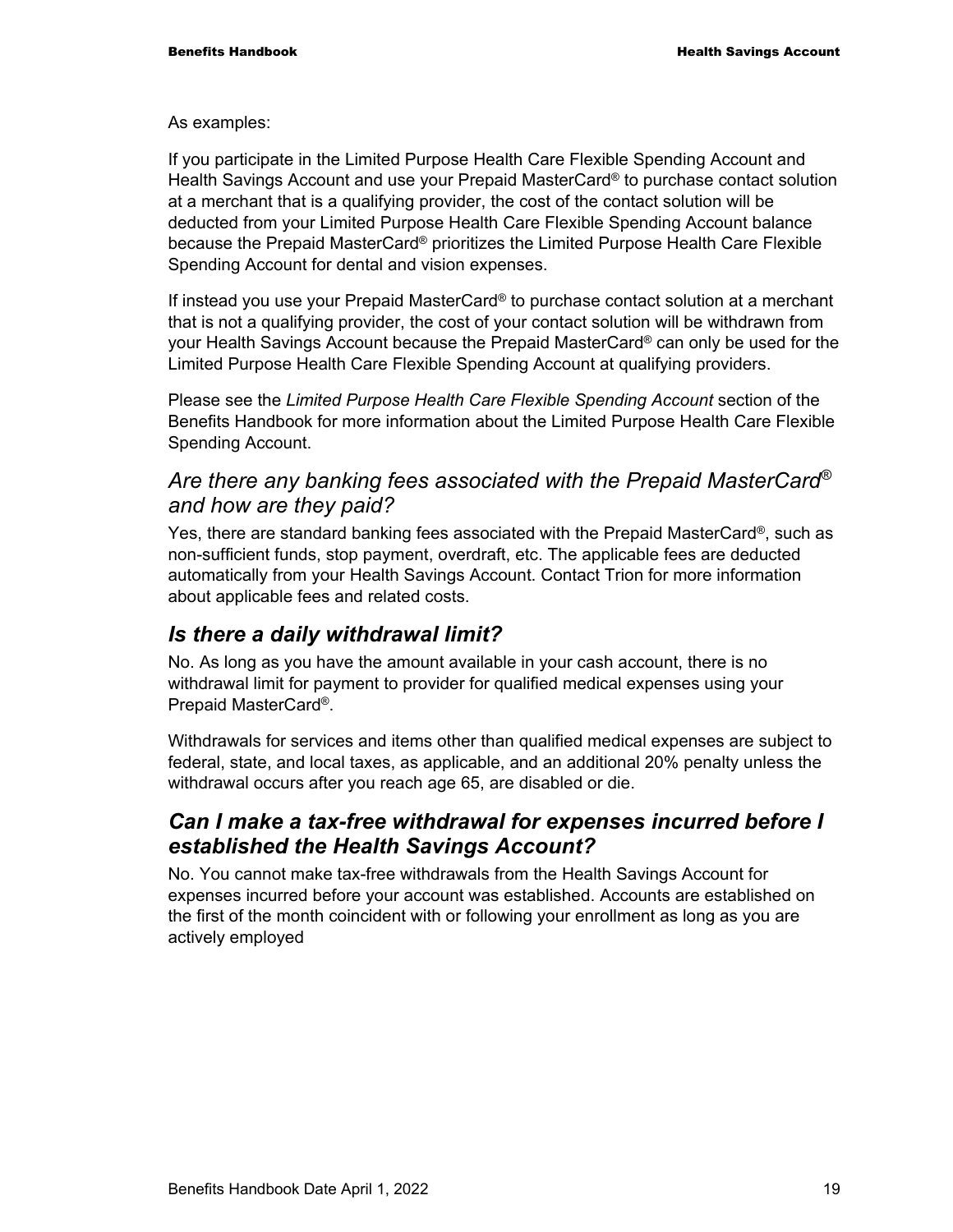As examples:

If you participate in the Limited Purpose Health Care Flexible Spending Account and Health Savings Account and use your Prepaid MasterCard® to purchase contact solution at a merchant that is a qualifying provider, the cost of the contact solution will be deducted from your Limited Purpose Health Care Flexible Spending Account balance because the Prepaid MasterCard® prioritizes the Limited Purpose Health Care Flexible Spending Account for dental and vision expenses.

If instead you use your Prepaid MasterCard® to purchase contact solution at a merchant that is not a qualifying provider, the cost of your contact solution will be withdrawn from your Health Savings Account because the Prepaid MasterCard® can only be used for the Limited Purpose Health Care Flexible Spending Account at qualifying providers.

Please see the *Limited Purpose Health Care Flexible Spending Account* section of the Benefits Handbook for more information about the Limited Purpose Health Care Flexible Spending Account.

## *Are there any banking fees associated with the Prepaid MasterCard® and how are they paid?*

Yes, there are standard banking fees associated with the Prepaid MasterCard®, such as non-sufficient funds, stop payment, overdraft, etc. The applicable fees are deducted automatically from your Health Savings Account. Contact Trion for more information about applicable fees and related costs.

## ***Is there a daily withdrawal limit?***

No. As long as you have the amount available in your cash account, there is no withdrawal limit for payment to provider for qualified medical expenses using your Prepaid MasterCard®.

Withdrawals for services and items other than qualified medical expenses are subject to federal, state, and local taxes, as applicable, and an additional 20% penalty unless the withdrawal occurs after you reach age 65, are disabled or die.

## ***Can I make a tax-free withdrawal for expenses incurred before I established the Health Savings Account?***

No. You cannot make tax-free withdrawals from the Health Savings Account for expenses incurred before your account was established. Accounts are established on the first of the month coincident with or following your enrollment as long as you are actively employed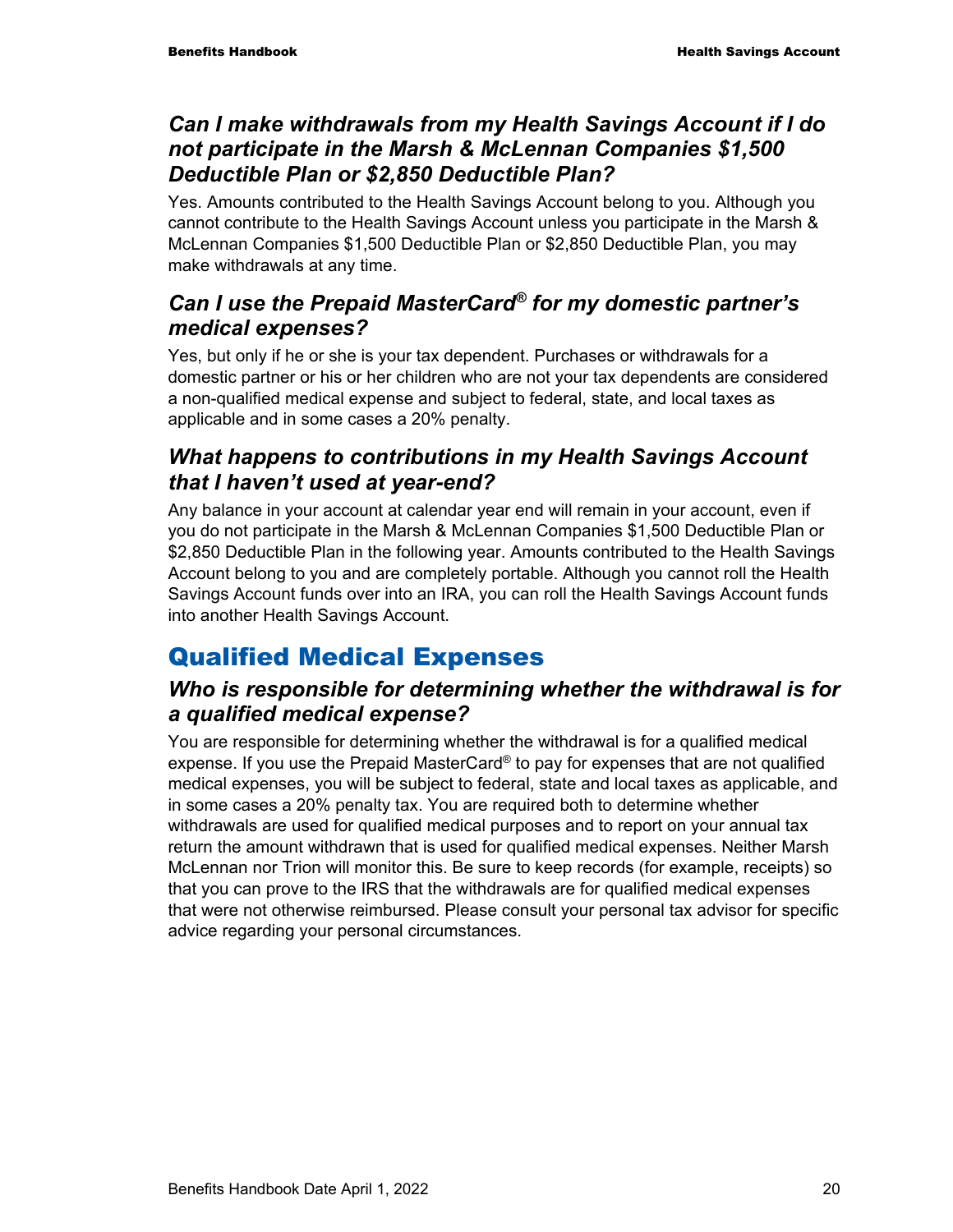### *Can I make withdrawals from my Health Savings Account if I do not participate in the Marsh & McLennan Companies $1,500 Deductible Plan or $2,850 Deductible Plan?*

Yes. Amounts contributed to the Health Savings Account belong to you. Although you cannot contribute to the Health Savings Account unless you participate in the Marsh & McLennan Companies $1,500 Deductible Plan or $2,850 Deductible Plan, you may make withdrawals at any time.

### *Can I use the Prepaid MasterCard® for my domestic partner's medical expenses?*

Yes, but only if he or she is your tax dependent. Purchases or withdrawals for a domestic partner or his or her children who are not your tax dependents are considered a non-qualified medical expense and subject to federal, state, and local taxes as applicable and in some cases a 20% penalty.

### *What happens to contributions in my Health Savings Account that I haven't used at year-end?*

Any balance in your account at calendar year end will remain in your account, even if you do not participate in the Marsh & McLennan Companies $1,500 Deductible Plan or $2,850 Deductible Plan in the following year. Amounts contributed to the Health Savings Account belong to you and are completely portable. Although you cannot roll the Health Savings Account funds over into an IRA, you can roll the Health Savings Account funds into another Health Savings Account.

## Qualified Medical Expenses

### *Who is responsible for determining whether the withdrawal is for a qualified medical expense?*

You are responsible for determining whether the withdrawal is for a qualified medical expense. If you use the Prepaid MasterCard® to pay for expenses that are not qualified medical expenses, you will be subject to federal, state and local taxes as applicable, and in some cases a 20% penalty tax. You are required both to determine whether withdrawals are used for qualified medical purposes and to report on your annual tax return the amount withdrawn that is used for qualified medical expenses. Neither Marsh McLennan nor Trion will monitor this. Be sure to keep records (for example, receipts) so that you can prove to the IRS that the withdrawals are for qualified medical expenses that were not otherwise reimbursed. Please consult your personal tax advisor for specific advice regarding your personal circumstances.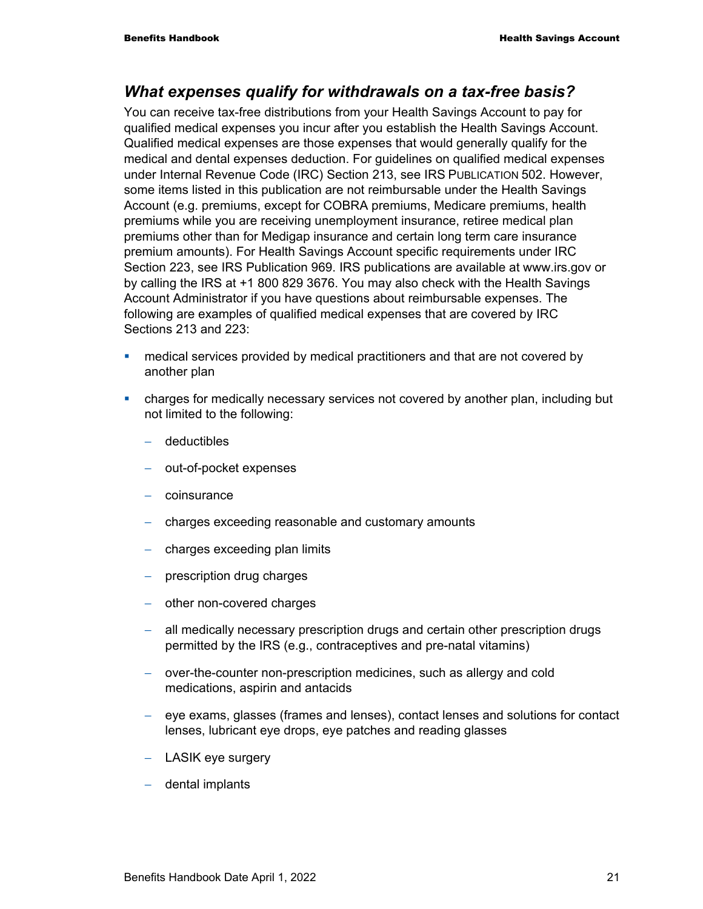## *What expenses qualify for withdrawals on a tax-free basis?*

You can receive tax-free distributions from your Health Savings Account to pay for qualified medical expenses you incur after you establish the Health Savings Account. Qualified medical expenses are those expenses that would generally qualify for the medical and dental expenses deduction. For guidelines on qualified medical expenses under Internal Revenue Code (IRC) Section 213, see IRS PUBLICATION 502. However, some items listed in this publication are not reimbursable under the Health Savings Account (e.g. premiums, except for COBRA premiums, Medicare premiums, health premiums while you are receiving unemployment insurance, retiree medical plan premiums other than for Medigap insurance and certain long term care insurance premium amounts). For Health Savings Account specific requirements under IRC Section 223, see IRS Publication 969. IRS publications are available at www.irs.gov or by calling the IRS at +1 800 829 3676. You may also check with the Health Savings Account Administrator if you have questions about reimbursable expenses. The following are examples of qualified medical expenses that are covered by IRC Sections 213 and 223:

- medical services provided by medical practitioners and that are not covered by another plan
- charges for medically necessary services not covered by another plan, including but not limited to the following:
  - deductibles
  - out-of-pocket expenses
  - coinsurance
  - charges exceeding reasonable and customary amounts
  - charges exceeding plan limits
  - prescription drug charges
  - other non-covered charges
  - all medically necessary prescription drugs and certain other prescription drugs permitted by the IRS (e.g., contraceptives and pre-natal vitamins)
  - over-the-counter non-prescription medicines, such as allergy and cold medications, aspirin and antacids
  - eye exams, glasses (frames and lenses), contact lenses and solutions for contact lenses, lubricant eye drops, eye patches and reading glasses
  - LASIK eye surgery
  - dental implants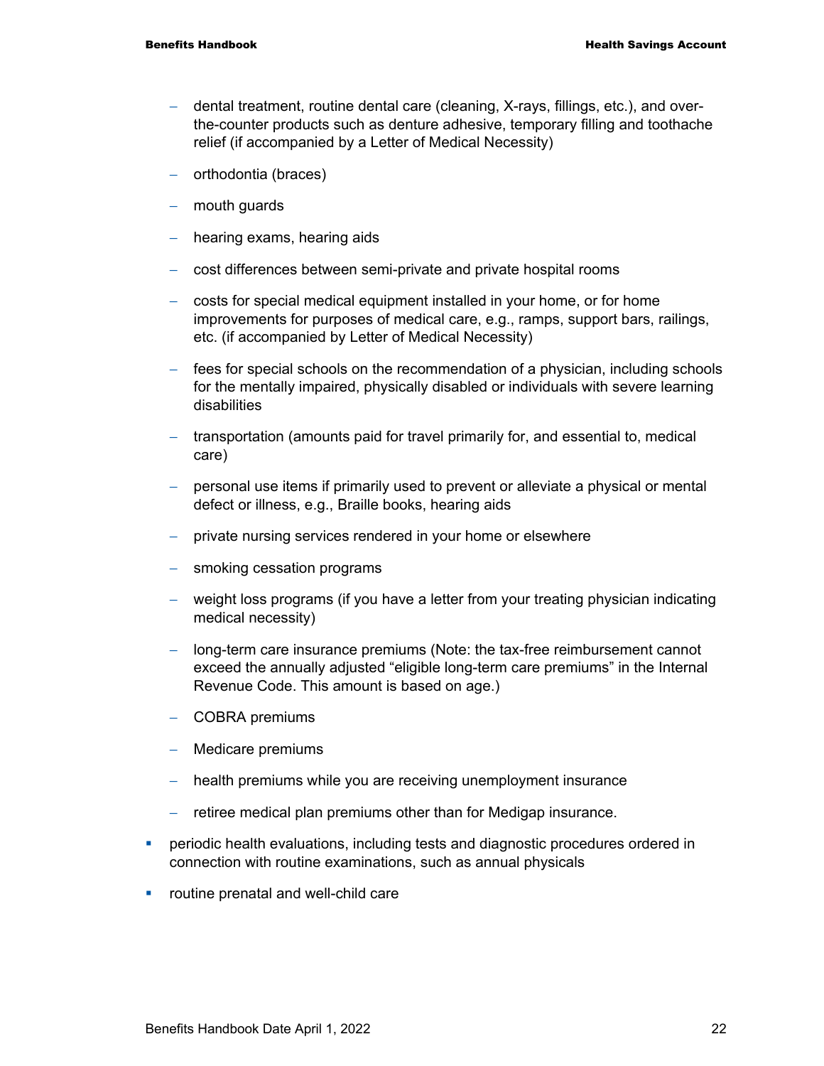- dental treatment, routine dental care (cleaning, X-rays, fillings, etc.), and over-the-counter products such as denture adhesive, temporary filling and toothache relief (if accompanied by a Letter of Medical Necessity)
  - orthodontia (braces)
  - mouth guards
  - hearing exams, hearing aids
  - cost differences between semi-private and private hospital rooms
  - costs for special medical equipment installed in your home, or for home improvements for purposes of medical care, e.g., ramps, support bars, railings, etc. (if accompanied by Letter of Medical Necessity)
  - fees for special schools on the recommendation of a physician, including schools for the mentally impaired, physically disabled or individuals with severe learning disabilities
  - transportation (amounts paid for travel primarily for, and essential to, medical care)
  - personal use items if primarily used to prevent or alleviate a physical or mental defect or illness, e.g., Braille books, hearing aids
  - private nursing services rendered in your home or elsewhere
  - smoking cessation programs
  - weight loss programs (if you have a letter from your treating physician indicating medical necessity)
  - long-term care insurance premiums (Note: the tax-free reimbursement cannot exceed the annually adjusted "eligible long-term care premiums" in the Internal Revenue Code. This amount is based on age.)
  - COBRA premiums
  - Medicare premiums
  - health premiums while you are receiving unemployment insurance
  - retiree medical plan premiums other than for Medigap insurance.
- periodic health evaluations, including tests and diagnostic procedures ordered in connection with routine examinations, such as annual physicals
- routine prenatal and well-child care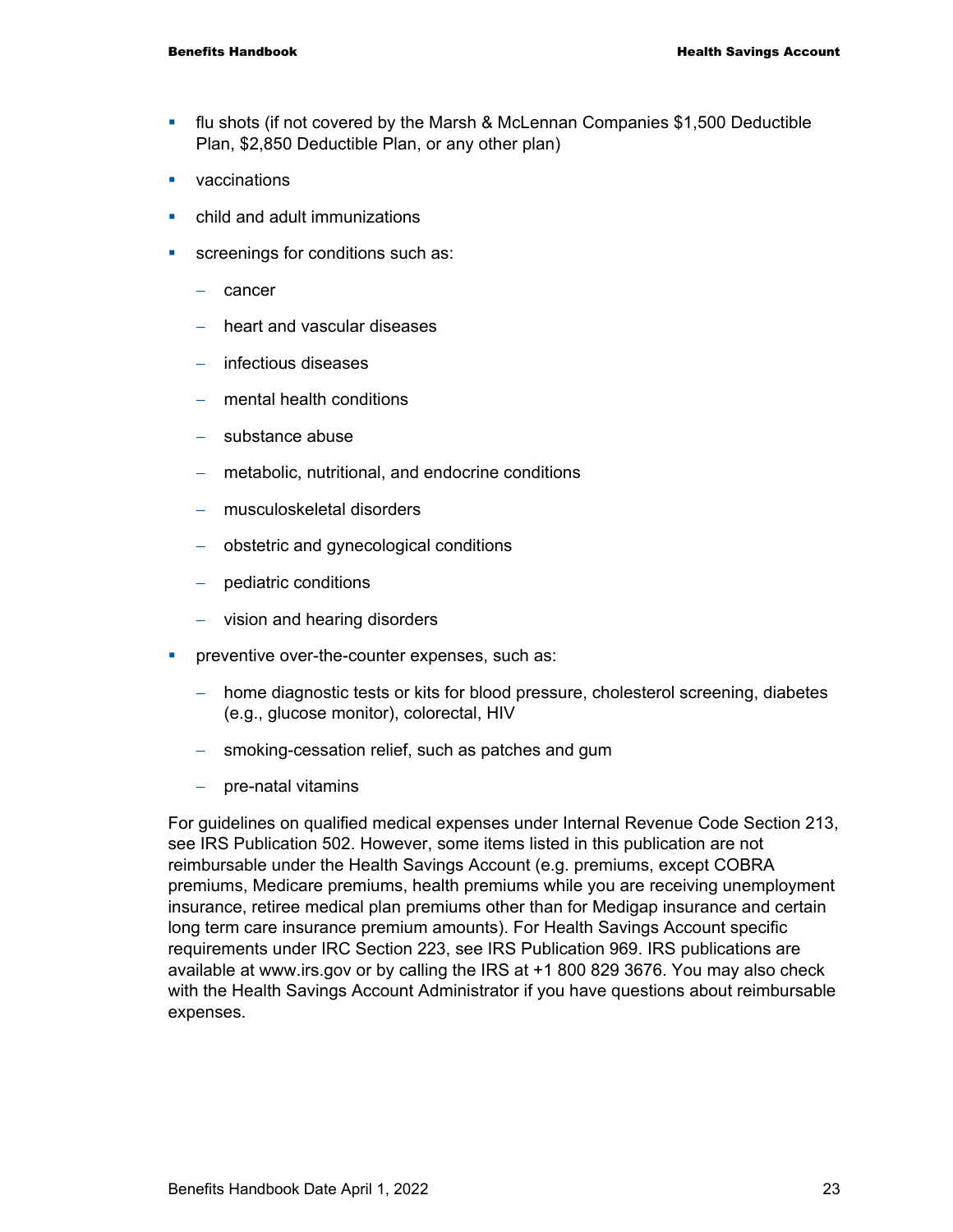- flu shots (if not covered by the Marsh & McLennan Companies $1,500 Deductible Plan, $2,850 Deductible Plan, or any other plan)
- vaccinations
- child and adult immunizations
- screenings for conditions such as:
  - cancer
  - heart and vascular diseases
  - infectious diseases
  - mental health conditions
  - substance abuse
  - metabolic, nutritional, and endocrine conditions
  - musculoskeletal disorders
  - obstetric and gynecological conditions
  - pediatric conditions
  - vision and hearing disorders
- preventive over-the-counter expenses, such as:
  - home diagnostic tests or kits for blood pressure, cholesterol screening, diabetes (e.g., glucose monitor), colorectal, HIV
  - smoking-cessation relief, such as patches and gum
  - pre-natal vitamins

For guidelines on qualified medical expenses under Internal Revenue Code Section 213, see IRS Publication 502. However, some items listed in this publication are not reimbursable under the Health Savings Account (e.g. premiums, except COBRA premiums, Medicare premiums, health premiums while you are receiving unemployment insurance, retiree medical plan premiums other than for Medigap insurance and certain long term care insurance premium amounts). For Health Savings Account specific requirements under IRC Section 223, see IRS Publication 969. IRS publications are available at www.irs.gov or by calling the IRS at +1 800 829 3676. You may also check with the Health Savings Account Administrator if you have questions about reimbursable expenses.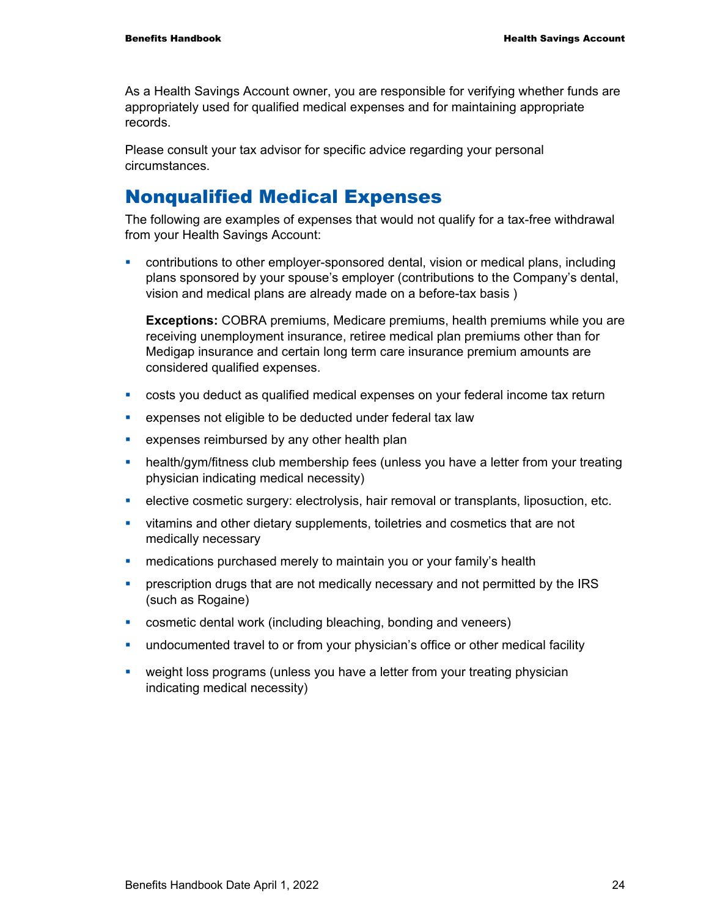As a Health Savings Account owner, you are responsible for verifying whether funds are appropriately used for qualified medical expenses and for maintaining appropriate records.

Please consult your tax advisor for specific advice regarding your personal circumstances.

## Nonqualified Medical Expenses

The following are examples of expenses that would not qualify for a tax-free withdrawal from your Health Savings Account:

- contributions to other employer-sponsored dental, vision or medical plans, including plans sponsored by your spouse's employer (contributions to the Company's dental, vision and medical plans are already made on a before-tax basis )

  **Exceptions:** COBRA premiums, Medicare premiums, health premiums while you are receiving unemployment insurance, retiree medical plan premiums other than for Medigap insurance and certain long term care insurance premium amounts are considered qualified expenses.

- costs you deduct as qualified medical expenses on your federal income tax return
- expenses not eligible to be deducted under federal tax law
- expenses reimbursed by any other health plan
- health/gym/fitness club membership fees (unless you have a letter from your treating physician indicating medical necessity)
- elective cosmetic surgery: electrolysis, hair removal or transplants, liposuction, etc.
- vitamins and other dietary supplements, toiletries and cosmetics that are not medically necessary
- medications purchased merely to maintain you or your family's health
- prescription drugs that are not medically necessary and not permitted by the IRS (such as Rogaine)
- cosmetic dental work (including bleaching, bonding and veneers)
- undocumented travel to or from your physician's office or other medical facility
- weight loss programs (unless you have a letter from your treating physician indicating medical necessity)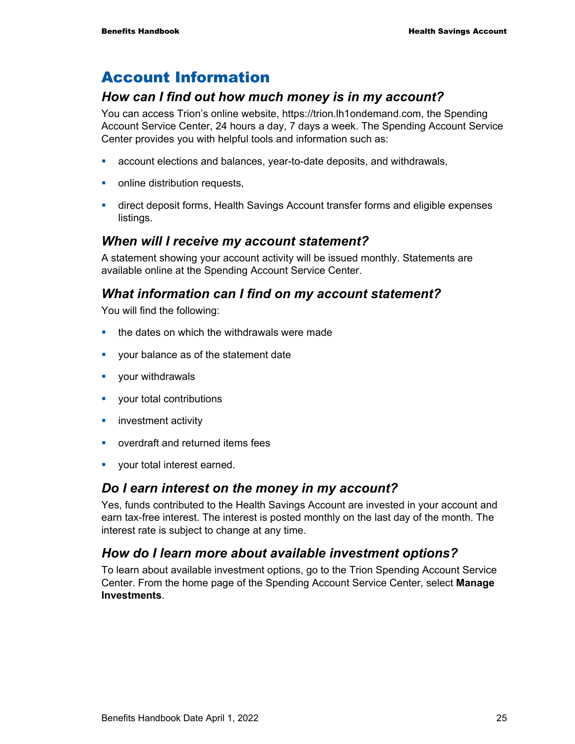# Account Information

## *How can I find out how much money is in my account?*

You can access Trion's online website, https://trion.lh1ondemand.com, the Spending Account Service Center, 24 hours a day, 7 days a week. The Spending Account Service Center provides you with helpful tools and information such as:

- account elections and balances, year-to-date deposits, and withdrawals,
- online distribution requests,
- direct deposit forms, Health Savings Account transfer forms and eligible expenses listings.

## *When will I receive my account statement?*

A statement showing your account activity will be issued monthly. Statements are available online at the Spending Account Service Center.

## *What information can I find on my account statement?*

You will find the following:

- the dates on which the withdrawals were made
- your balance as of the statement date
- your withdrawals
- your total contributions
- investment activity
- overdraft and returned items fees
- your total interest earned.

## *Do I earn interest on the money in my account?*

Yes, funds contributed to the Health Savings Account are invested in your account and earn tax-free interest. The interest is posted monthly on the last day of the month. The interest rate is subject to change at any time.

## *How do I learn more about available investment options?*

To learn about available investment options, go to the Trion Spending Account Service Center. From the home page of the Spending Account Service Center, select **Manage Investments**.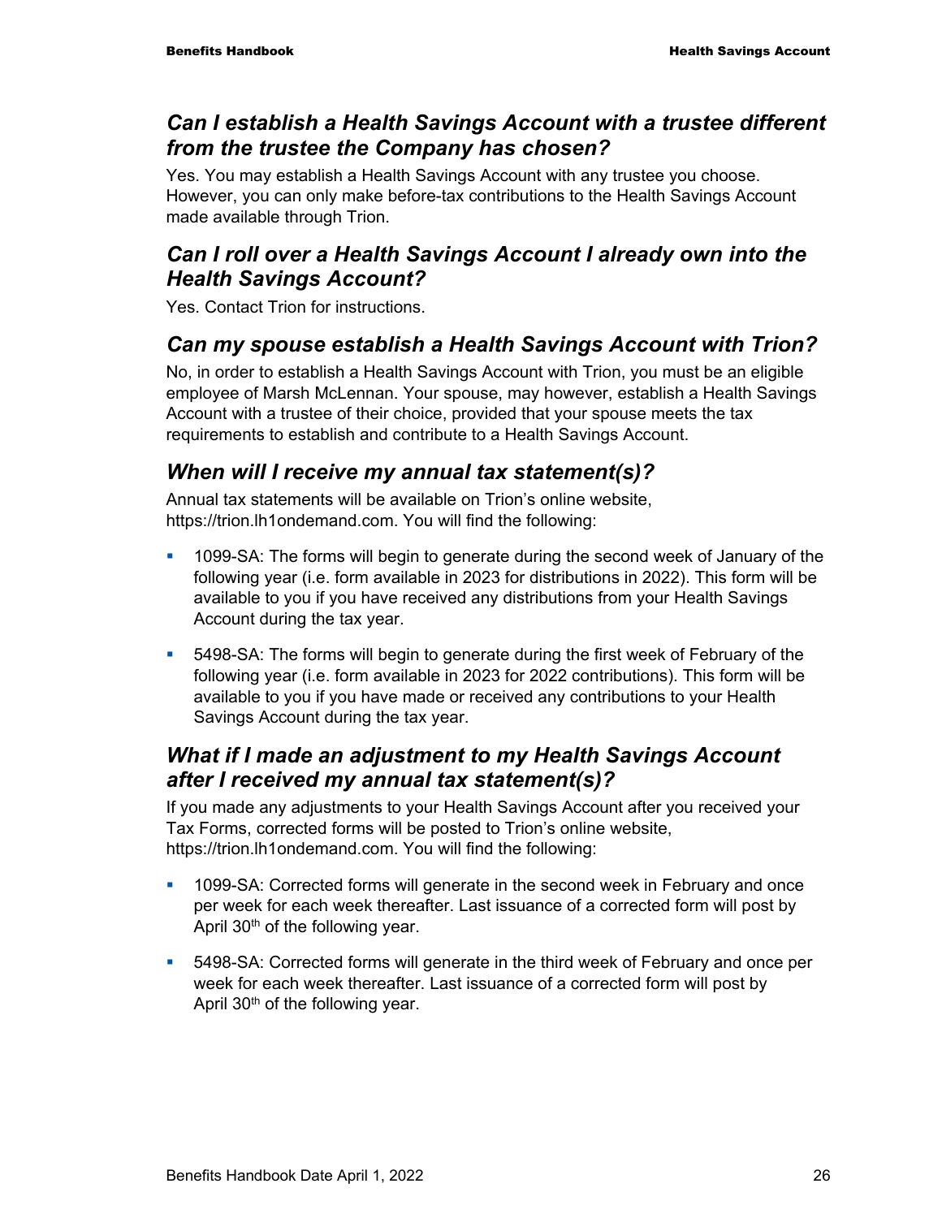### *Can I establish a Health Savings Account with a trustee different from the trustee the Company has chosen?*

Yes. You may establish a Health Savings Account with any trustee you choose. However, you can only make before-tax contributions to the Health Savings Account made available through Trion.

### *Can I roll over a Health Savings Account I already own into the Health Savings Account?*

Yes. Contact Trion for instructions.

### *Can my spouse establish a Health Savings Account with Trion?*

No, in order to establish a Health Savings Account with Trion, you must be an eligible employee of Marsh McLennan. Your spouse, may however, establish a Health Savings Account with a trustee of their choice, provided that your spouse meets the tax requirements to establish and contribute to a Health Savings Account.

### *When will I receive my annual tax statement(s)?*

Annual tax statements will be available on Trion's online website, https://trion.lh1ondemand.com. You will find the following:

- 1099-SA: The forms will begin to generate during the second week of January of the following year (i.e. form available in 2023 for distributions in 2022). This form will be available to you if you have received any distributions from your Health Savings Account during the tax year.
- 5498-SA: The forms will begin to generate during the first week of February of the following year (i.e. form available in 2023 for 2022 contributions). This form will be available to you if you have made or received any contributions to your Health Savings Account during the tax year.

### *What if I made an adjustment to my Health Savings Account after I received my annual tax statement(s)?*

If you made any adjustments to your Health Savings Account after you received your Tax Forms, corrected forms will be posted to Trion's online website, https://trion.lh1ondemand.com. You will find the following:

- 1099-SA: Corrected forms will generate in the second week in February and once per week for each week thereafter. Last issuance of a corrected form will post by April 30th of the following year.
- 5498-SA: Corrected forms will generate in the third week of February and once per week for each week thereafter. Last issuance of a corrected form will post by April 30th of the following year.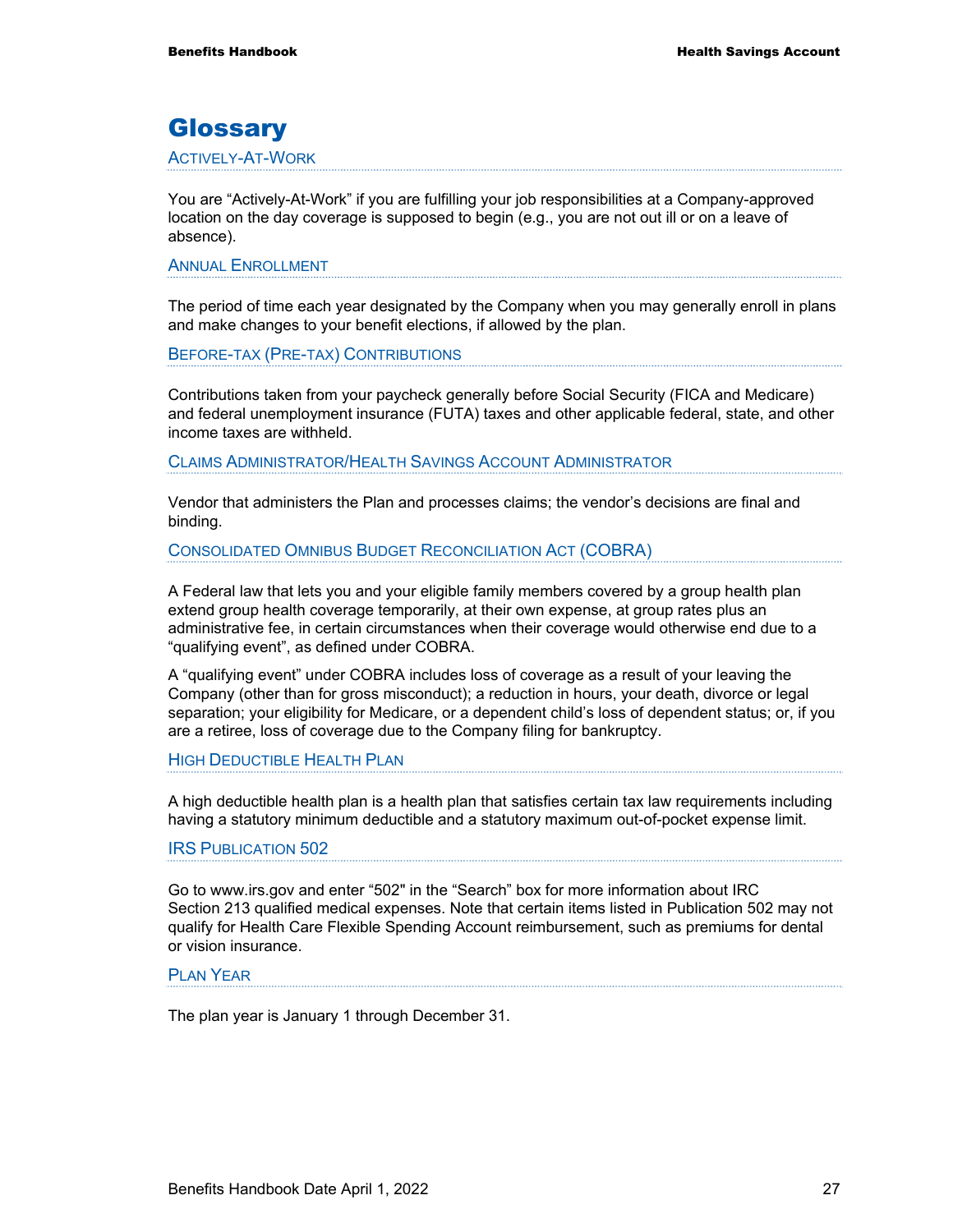# Glossary

### Actively-At-Work

You are "Actively-At-Work" if you are fulfilling your job responsibilities at a Company-approved location on the day coverage is supposed to begin (e.g., you are not out ill or on a leave of absence).

### Annual Enrollment

The period of time each year designated by the Company when you may generally enroll in plans and make changes to your benefit elections, if allowed by the plan.

### Before-tax (Pre-tax) Contributions

Contributions taken from your paycheck generally before Social Security (FICA and Medicare) and federal unemployment insurance (FUTA) taxes and other applicable federal, state, and other income taxes are withheld.

### Claims Administrator/Health Savings Account Administrator

Vendor that administers the Plan and processes claims; the vendor's decisions are final and binding.

### Consolidated Omnibus Budget Reconciliation Act (COBRA)

A Federal law that lets you and your eligible family members covered by a group health plan extend group health coverage temporarily, at their own expense, at group rates plus an administrative fee, in certain circumstances when their coverage would otherwise end due to a "qualifying event", as defined under COBRA.

A "qualifying event" under COBRA includes loss of coverage as a result of your leaving the Company (other than for gross misconduct); a reduction in hours, your death, divorce or legal separation; your eligibility for Medicare, or a dependent child's loss of dependent status; or, if you are a retiree, loss of coverage due to the Company filing for bankruptcy.

### High Deductible Health Plan

A high deductible health plan is a health plan that satisfies certain tax law requirements including having a statutory minimum deductible and a statutory maximum out-of-pocket expense limit.

### IRS Publication 502

Go to www.irs.gov and enter "502" in the "Search" box for more information about IRC Section 213 qualified medical expenses. Note that certain items listed in Publication 502 may not qualify for Health Care Flexible Spending Account reimbursement, such as premiums for dental or vision insurance.

### Plan Year

The plan year is January 1 through December 31.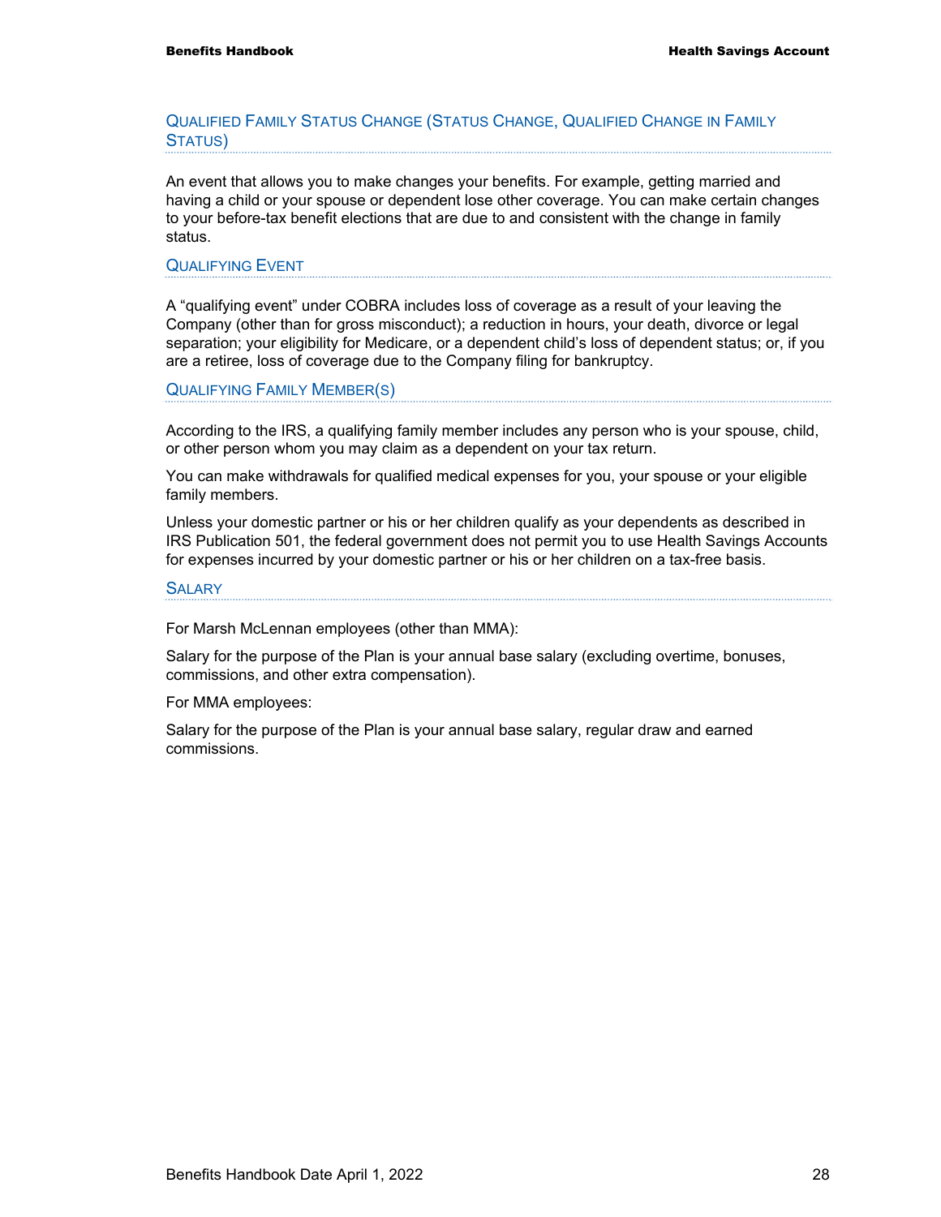### Qualified Family Status Change (Status Change, Qualified Change in Family Status)

An event that allows you to make changes your benefits. For example, getting married and having a child or your spouse or dependent lose other coverage. You can make certain changes to your before-tax benefit elections that are due to and consistent with the change in family status.

### Qualifying Event

A "qualifying event" under COBRA includes loss of coverage as a result of your leaving the Company (other than for gross misconduct); a reduction in hours, your death, divorce or legal separation; your eligibility for Medicare, or a dependent child's loss of dependent status; or, if you are a retiree, loss of coverage due to the Company filing for bankruptcy.

### Qualifying Family Member(s)

According to the IRS, a qualifying family member includes any person who is your spouse, child, or other person whom you may claim as a dependent on your tax return.

You can make withdrawals for qualified medical expenses for you, your spouse or your eligible family members.

Unless your domestic partner or his or her children qualify as your dependents as described in IRS Publication 501, the federal government does not permit you to use Health Savings Accounts for expenses incurred by your domestic partner or his or her children on a tax-free basis.

### Salary

For Marsh McLennan employees (other than MMA):

Salary for the purpose of the Plan is your annual base salary (excluding overtime, bonuses, commissions, and other extra compensation).

For MMA employees:

Salary for the purpose of the Plan is your annual base salary, regular draw and earned commissions.